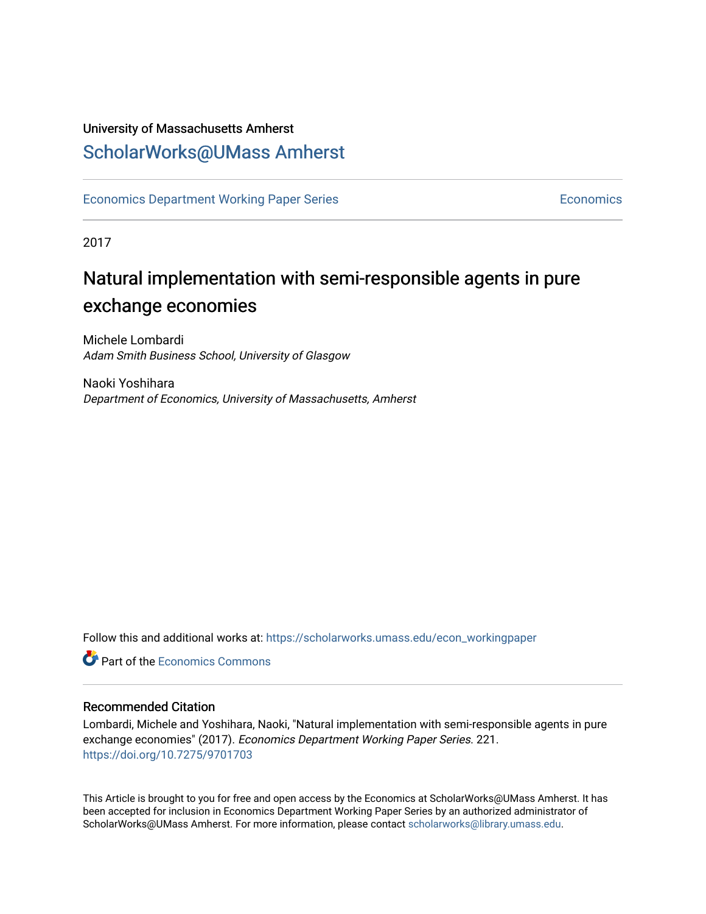University of Massachusetts Amherst

## ScholarWorks@UMass Amherst

Economics Department Working Paper Series | Economics

2017

# Natural implementation with semi-responsible agents in pure exchange economies

Michele Lombardi
*Adam Smith Business School, University of Glasgow*

Naoki Yoshihara
*Department of Economics, University of Massachusetts, Amherst*

Follow this and additional works at: https://scholarworks.umass.edu/econ_workingpaper

Part of the Economics Commons

### Recommended Citation

Lombardi, Michele and Yoshihara, Naoki, "Natural implementation with semi-responsible agents in pure exchange economies" (2017). *Economics Department Working Paper Series*. 221.
https://doi.org/10.7275/9701703

This Article is brought to you for free and open access by the Economics at ScholarWorks@UMass Amherst. It has been accepted for inclusion in Economics Department Working Paper Series by an authorized administrator of ScholarWorks@UMass Amherst. For more information, please contact scholarworks@library.umass.edu.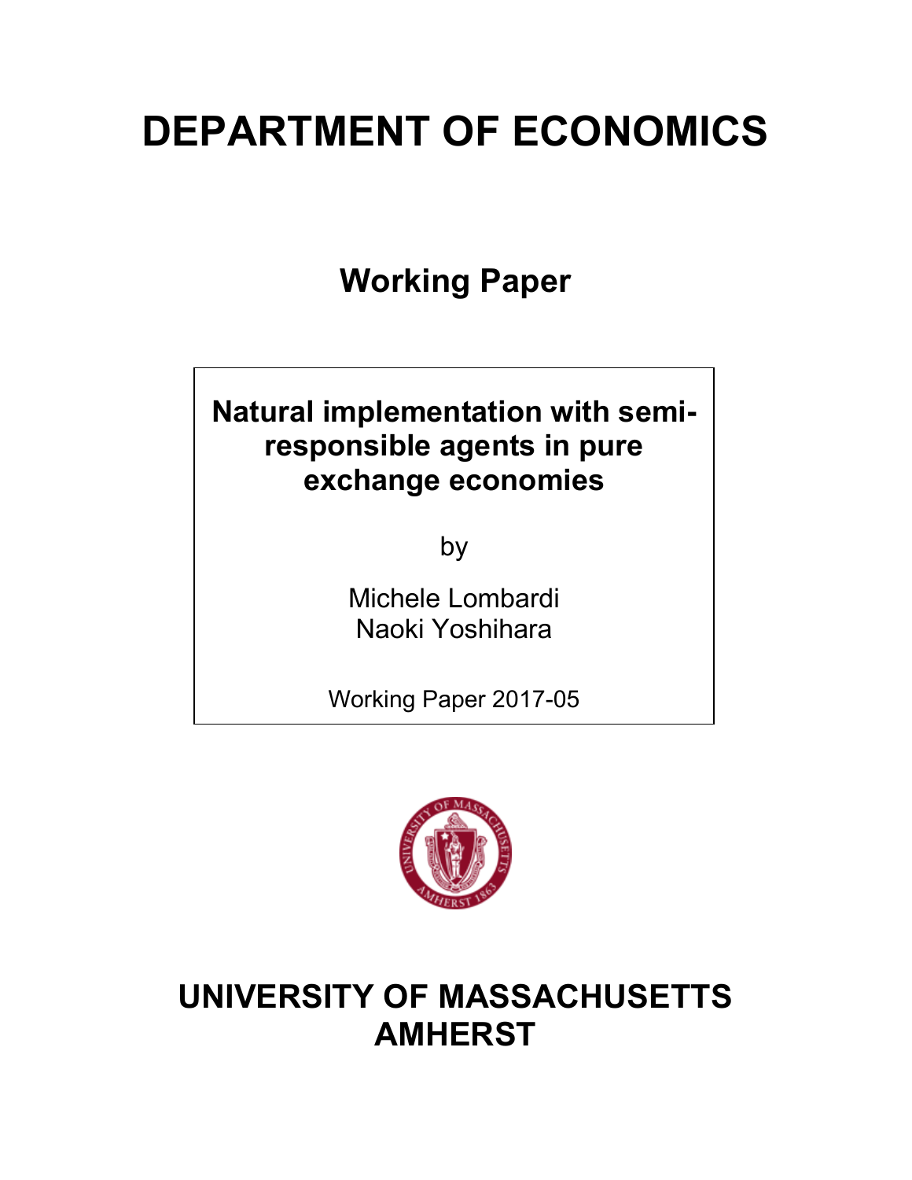# DEPARTMENT OF ECONOMICS

## Working Paper

**Natural implementation with semi-responsible agents in pure exchange economies**

by

Michele Lombardi
Naoki Yoshihara

Working Paper 2017-05

# UNIVERSITY OF MASSACHUSETTS AMHERST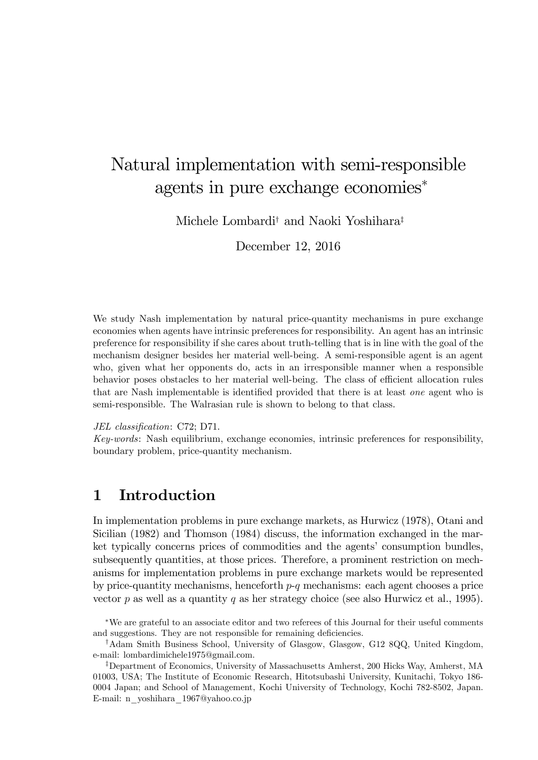# Natural implementation with semi-responsible agents in pure exchange economies*

Michele Lombardi[†] and Naoki Yoshihara[‡]

December 12, 2016

We study Nash implementation by natural price-quantity mechanisms in pure exchange economies when agents have intrinsic preferences for responsibility. An agent has an intrinsic preference for responsibility if she cares about truth-telling that is in line with the goal of the mechanism designer besides her material well-being. A semi-responsible agent is an agent who, given what her opponents do, acts in an irresponsible manner when a responsible behavior poses obstacles to her material well-being. The class of efficient allocation rules that are Nash implementable is identified provided that there is at least *one* agent who is semi-responsible. The Walrasian rule is shown to belong to that class.

*JEL classification*: C72; D71.

*Key-words*: Nash equilibrium, exchange economies, intrinsic preferences for responsibility, boundary problem, price-quantity mechanism.

## 1 Introduction

In implementation problems in pure exchange markets, as Hurwicz (1978), Otani and Sicilian (1982) and Thomson (1984) discuss, the information exchanged in the market typically concerns prices of commodities and the agents' consumption bundles, subsequently quantities, at those prices. Therefore, a prominent restriction on mechanisms for implementation problems in pure exchange markets would be represented by price-quantity mechanisms, henceforth *p*-*q* mechanisms: each agent chooses a price vector $p$ as well as a quantity $q$ as her strategy choice (see also Hurwicz et al., 1995).

*We are grateful to an associate editor and two referees of this Journal for their useful comments and suggestions. They are not responsible for remaining deficiencies.

[†]Adam Smith Business School, University of Glasgow, Glasgow, G12 8QQ, United Kingdom, e-mail: lombardimichele1975@gmail.com.

[‡]Department of Economics, University of Massachusetts Amherst, 200 Hicks Way, Amherst, MA 01003, USA; The Institute of Economic Research, Hitotsubashi University, Kunitachi, Tokyo 186-0004 Japan; and School of Management, Kochi University of Technology, Kochi 782-8502, Japan. E-mail: n_yoshihara_1967@yahoo.co.jp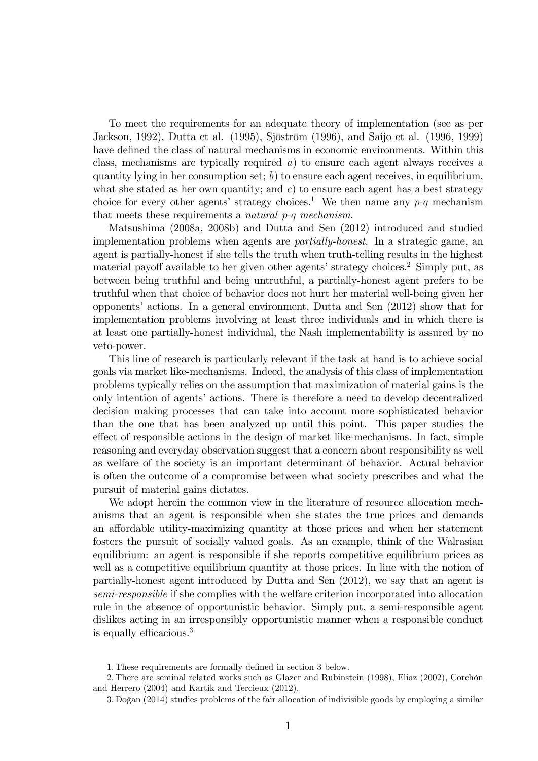To meet the requirements for an adequate theory of implementation (see as per Jackson, 1992), Dutta et al. (1995), Sjöström (1996), and Saijo et al. (1996, 1999) have defined the class of natural mechanisms in economic environments. Within this class, mechanisms are typically required *a*) to ensure each agent always receives a quantity lying in her consumption set; *b*) to ensure each agent receives, in equilibrium, what she stated as her own quantity; and *c*) to ensure each agent has a best strategy choice for every other agents' strategy choices.[1] We then name any *p*-*q* mechanism that meets these requirements a *natural p-q mechanism*.

Matsushima (2008a, 2008b) and Dutta and Sen (2012) introduced and studied implementation problems when agents are *partially-honest*. In a strategic game, an agent is partially-honest if she tells the truth when truth-telling results in the highest material payoff available to her given other agents' strategy choices.[2] Simply put, as between being truthful and being untruthful, a partially-honest agent prefers to be truthful when that choice of behavior does not hurt her material well-being given her opponents' actions. In a general environment, Dutta and Sen (2012) show that for implementation problems involving at least three individuals and in which there is at least one partially-honest individual, the Nash implementability is assured by no veto-power.

This line of research is particularly relevant if the task at hand is to achieve social goals via market like-mechanisms. Indeed, the analysis of this class of implementation problems typically relies on the assumption that maximization of material gains is the only intention of agents' actions. There is therefore a need to develop decentralized decision making processes that can take into account more sophisticated behavior than the one that has been analyzed up until this point. This paper studies the effect of responsible actions in the design of market like-mechanisms. In fact, simple reasoning and everyday observation suggest that a concern about responsibility as well as welfare of the society is an important determinant of behavior. Actual behavior is often the outcome of a compromise between what society prescribes and what the pursuit of material gains dictates.

We adopt herein the common view in the literature of resource allocation mechanisms that an agent is responsible when she states the true prices and demands an affordable utility-maximizing quantity at those prices and when her statement fosters the pursuit of socially valued goals. As an example, think of the Walrasian equilibrium: an agent is responsible if she reports competitive equilibrium prices as well as a competitive equilibrium quantity at those prices. In line with the notion of partially-honest agent introduced by Dutta and Sen (2012), we say that an agent is *semi-responsible* if she complies with the welfare criterion incorporated into allocation rule in the absence of opportunistic behavior. Simply put, a semi-responsible agent dislikes acting in an irresponsibly opportunistic manner when a responsible conduct is equally efficacious.[3]

1. These requirements are formally defined in section 3 below.

2. There are seminal related works such as Glazer and Rubinstein (1998), Eliaz (2002), Corchón and Herrero (2004) and Kartik and Tercieux (2012).

3. Doğan (2014) studies problems of the fair allocation of indivisible goods by employing a similar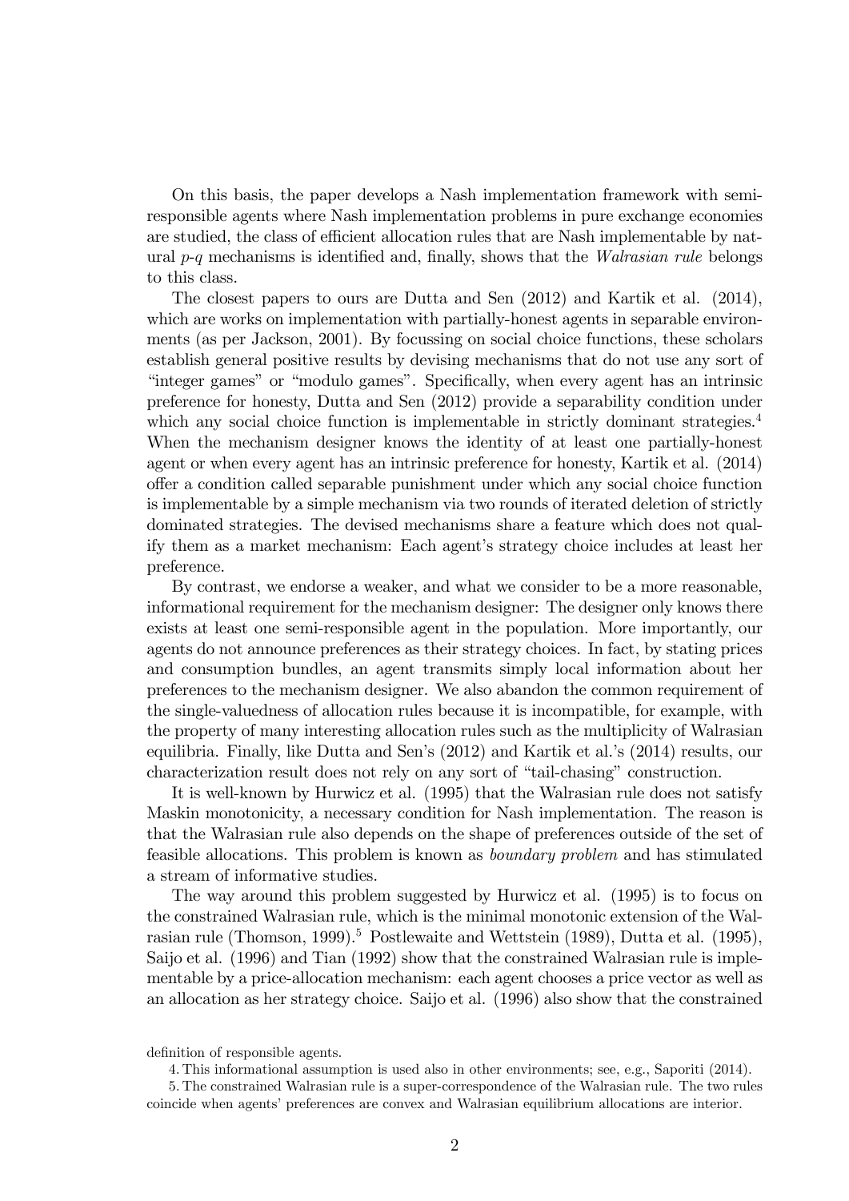On this basis, the paper develops a Nash implementation framework with semi-responsible agents where Nash implementation problems in pure exchange economies are studied, the class of efficient allocation rules that are Nash implementable by natural $p$-$q$ mechanisms is identified and, finally, shows that the *Walrasian rule* belongs to this class.

The closest papers to ours are Dutta and Sen (2012) and Kartik et al. (2014), which are works on implementation with partially-honest agents in separable environments (as per Jackson, 2001). By focussing on social choice functions, these scholars establish general positive results by devising mechanisms that do not use any sort of "integer games" or "modulo games". Specifically, when every agent has an intrinsic preference for honesty, Dutta and Sen (2012) provide a separability condition under which any social choice function is implementable in strictly dominant strategies.[4] When the mechanism designer knows the identity of at least one partially-honest agent or when every agent has an intrinsic preference for honesty, Kartik et al. (2014) offer a condition called separable punishment under which any social choice function is implementable by a simple mechanism via two rounds of iterated deletion of strictly dominated strategies. The devised mechanisms share a feature which does not qualify them as a market mechanism: Each agent's strategy choice includes at least her preference.

By contrast, we endorse a weaker, and what we consider to be a more reasonable, informational requirement for the mechanism designer: The designer only knows there exists at least one semi-responsible agent in the population. More importantly, our agents do not announce preferences as their strategy choices. In fact, by stating prices and consumption bundles, an agent transmits simply local information about her preferences to the mechanism designer. We also abandon the common requirement of the single-valuedness of allocation rules because it is incompatible, for example, with the property of many interesting allocation rules such as the multiplicity of Walrasian equilibria. Finally, like Dutta and Sen's (2012) and Kartik et al.'s (2014) results, our characterization result does not rely on any sort of "tail-chasing" construction.

It is well-known by Hurwicz et al. (1995) that the Walrasian rule does not satisfy Maskin monotonicity, a necessary condition for Nash implementation. The reason is that the Walrasian rule also depends on the shape of preferences outside of the set of feasible allocations. This problem is known as *boundary problem* and has stimulated a stream of informative studies.

The way around this problem suggested by Hurwicz et al. (1995) is to focus on the constrained Walrasian rule, which is the minimal monotonic extension of the Walrasian rule (Thomson, 1999).[5] Postlewaite and Wettstein (1989), Dutta et al. (1995), Saijo et al. (1996) and Tian (1992) show that the constrained Walrasian rule is implementable by a price-allocation mechanism: each agent chooses a price vector as well as an allocation as her strategy choice. Saijo et al. (1996) also show that the constrained

definition of responsible agents.

4. This informational assumption is used also in other environments; see, e.g., Saporiti (2014).

5. The constrained Walrasian rule is a super-correspondence of the Walrasian rule. The two rules coincide when agents' preferences are convex and Walrasian equilibrium allocations are interior.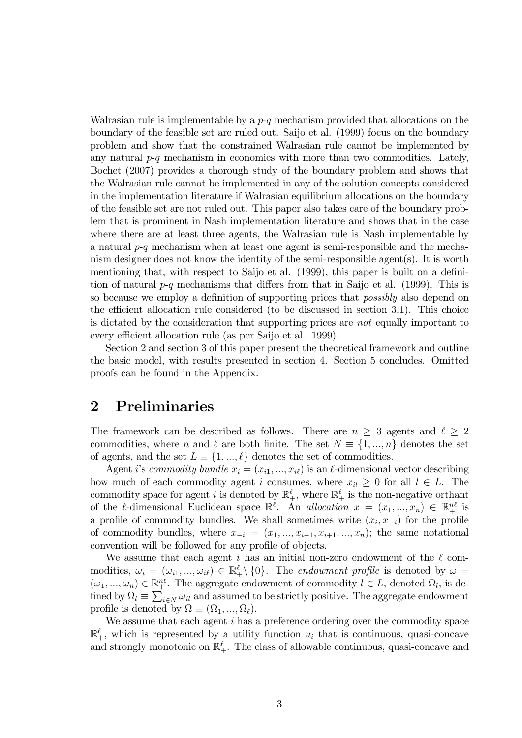Walrasian rule is implementable by a $p$-$q$ mechanism provided that allocations on the boundary of the feasible set are ruled out. Saijo et al. (1999) focus on the boundary problem and show that the constrained Walrasian rule cannot be implemented by any natural $p$-$q$ mechanism in economies with more than two commodities. Lately, Bochet (2007) provides a thorough study of the boundary problem and shows that the Walrasian rule cannot be implemented in any of the solution concepts considered in the implementation literature if Walrasian equilibrium allocations on the boundary of the feasible set are not ruled out. This paper also takes care of the boundary problem that is prominent in Nash implementation literature and shows that in the case where there are at least three agents, the Walrasian rule is Nash implementable by a natural $p$-$q$ mechanism when at least one agent is semi-responsible and the mechanism designer does not know the identity of the semi-responsible agent(s). It is worth mentioning that, with respect to Saijo et al. (1999), this paper is built on a definition of natural $p$-$q$ mechanisms that differs from that in Saijo et al. (1999). This is so because we employ a definition of supporting prices that *possibly* also depend on the efficient allocation rule considered (to be discussed in section 3.1). This choice is dictated by the consideration that supporting prices are *not* equally important to every efficient allocation rule (as per Saijo et al., 1999).

Section 2 and section 3 of this paper present the theoretical framework and outline the basic model, with results presented in section 4. Section 5 concludes. Omitted proofs can be found in the Appendix.

## 2 Preliminaries

The framework can be described as follows. There are $n \geq 3$ agents and $\ell \geq 2$ commodities, where $n$ and $\ell$ are both finite. The set $N \equiv \{1, ..., n\}$ denotes the set of agents, and the set $L \equiv \{1, ..., \ell\}$ denotes the set of commodities.

Agent $i$'s *commodity bundle* $x_i = (x_{i1}, ..., x_{i\ell})$ is an $\ell$-dimensional vector describing how much of each commodity agent $i$ consumes, where $x_{il} \geq 0$ for all $l \in L$. The commodity space for agent $i$ is denoted by $\mathbb{R}^{\ell}_{+}$, where $\mathbb{R}^{\ell}_{+}$ is the non-negative orthant of the $\ell$-dimensional Euclidean space $\mathbb{R}^{\ell}$. An *allocation* $x = (x_1, ..., x_n) \in \mathbb{R}^{n\ell}_{+}$ is a profile of commodity bundles. We shall sometimes write $(x_i, x_{-i})$ for the profile of commodity bundles, where $x_{-i} = (x_1, ..., x_{i-1}, x_{i+1}, ..., x_n)$; the same notational convention will be followed for any profile of objects.

We assume that each agent $i$ has an initial non-zero endowment of the $\ell$ commodities, $\omega_i = (\omega_{i1}, ..., \omega_{i\ell}) \in \mathbb{R}^{\ell}_{+} \backslash \{0\}$. The *endowment profile* is denoted by $\omega = (\omega_1, ..., \omega_n) \in \mathbb{R}^{n\ell}_{+}$. The aggregate endowment of commodity $l \in L$, denoted $\Omega_l$, is defined by $\Omega_l \equiv \sum_{i \in N} \omega_{il}$ and assumed to be strictly positive. The aggregate endowment profile is denoted by $\Omega \equiv (\Omega_1, ..., \Omega_\ell)$.

We assume that each agent $i$ has a preference ordering over the commodity space $\mathbb{R}^{\ell}_{+}$, which is represented by a utility function $u_i$ that is continuous, quasi-concave and strongly monotonic on $\mathbb{R}^{\ell}_{+}$. The class of allowable continuous, quasi-concave and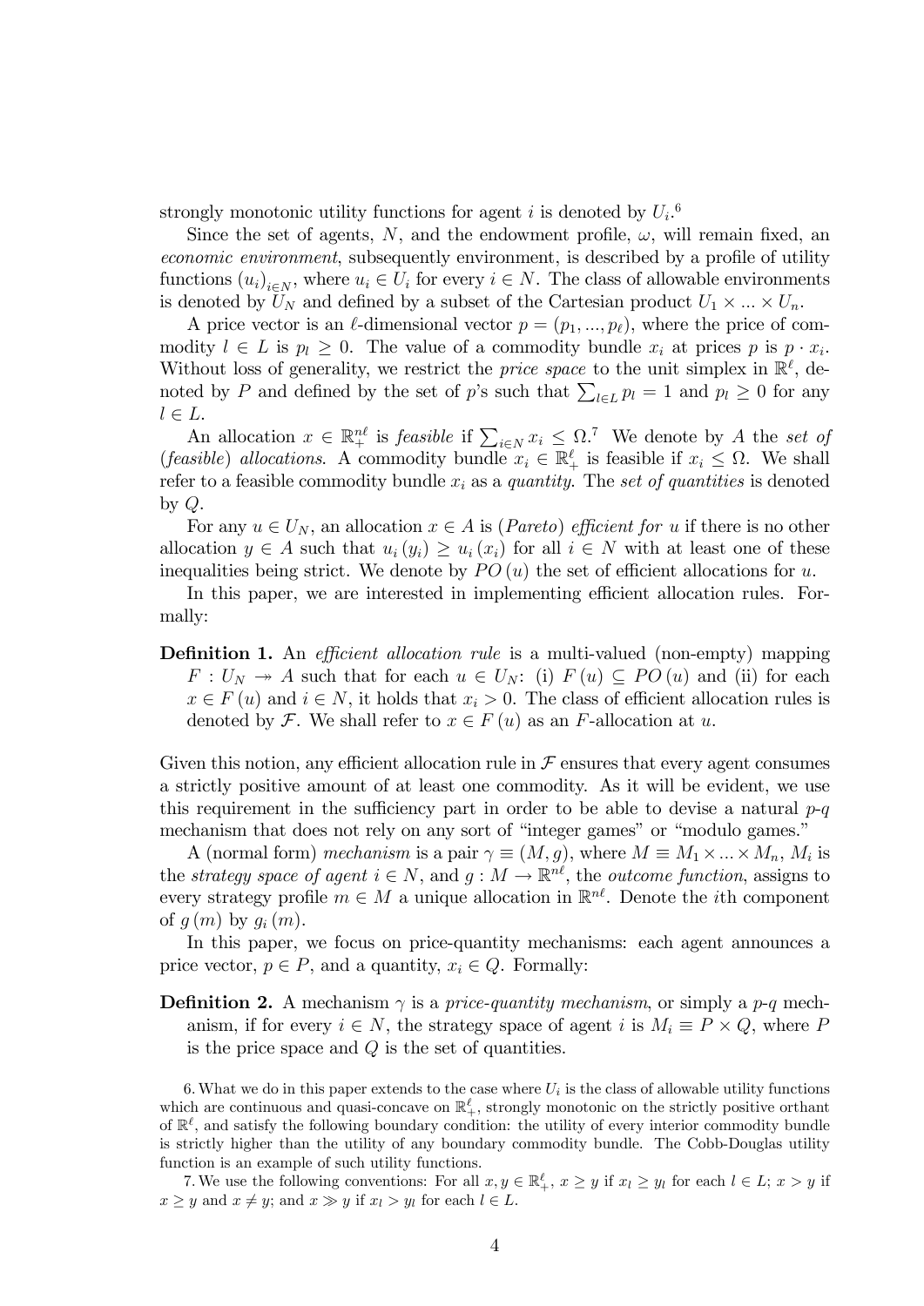strongly monotonic utility functions for agent $i$ is denoted by $U_i$.[6]

Since the set of agents, $N$, and the endowment profile, $\omega$, will remain fixed, an *economic environment*, subsequently environment, is described by a profile of utility functions $(u_i)_{i \in N}$, where $u_i \in U_i$ for every $i \in N$. The class of allowable environments is denoted by $U_N$ and defined by a subset of the Cartesian product $U_1 \times ... \times U_n$.

A price vector is an $\ell$-dimensional vector $p = (p_1, ..., p_\ell)$, where the price of commodity $l \in L$ is $p_l \geq 0$. The value of a commodity bundle $x_i$ at prices $p$ is $p \cdot x_i$. Without loss of generality, we restrict the *price space* to the unit simplex in $\mathbb{R}^\ell$, denoted by $P$ and defined by the set of $p$'s such that $\sum_{l \in L} p_l = 1$ and $p_l \geq 0$ for any $l \in L$.

An allocation $x \in \mathbb{R}_+^{n\ell}$ is *feasible* if $\sum_{i \in N} x_i \leq \Omega$.[7] We denote by $A$ the *set of (feasible) allocations*. A commodity bundle $x_i \in \mathbb{R}_+^\ell$ is feasible if $x_i \leq \Omega$. We shall refer to a feasible commodity bundle $x_i$ as a *quantity*. The *set of quantities* is denoted by $Q$.

For any $u \in U_N$, an allocation $x \in A$ is (*Pareto*) *efficient for* $u$ if there is no other allocation $y \in A$ such that $u_i(y_i) \geq u_i(x_i)$ for all $i \in N$ with at least one of these inequalities being strict. We denote by $PO(u)$ the set of efficient allocations for $u$.

In this paper, we are interested in implementing efficient allocation rules. Formally:

**Definition 1.** An *efficient allocation rule* is a multi-valued (non-empty) mapping $F : U_N \twoheadrightarrow A$ such that for each $u \in U_N$: (i) $F(u) \subseteq PO(u)$ and (ii) for each $x \in F(u)$ and $i \in N$, it holds that $x_i > 0$. The class of efficient allocation rules is denoted by $\mathcal{F}$. We shall refer to $x \in F(u)$ as an $F$-allocation at $u$.

Given this notion, any efficient allocation rule in $\mathcal{F}$ ensures that every agent consumes a strictly positive amount of at least one commodity. As it will be evident, we use this requirement in the sufficiency part in order to be able to devise a natural $p$-$q$ mechanism that does not rely on any sort of "integer games" or "modulo games."

A (normal form) *mechanism* is a pair $\gamma \equiv (M, g)$, where $M \equiv M_1 \times ... \times M_n$, $M_i$ is the *strategy space of agent* $i \in N$, and $g : M \to \mathbb{R}^{n\ell}$, the *outcome function*, assigns to every strategy profile $m \in M$ a unique allocation in $\mathbb{R}^{n\ell}$. Denote the $i$th component of $g(m)$ by $g_i(m)$.

In this paper, we focus on price-quantity mechanisms: each agent announces a price vector, $p \in P$, and a quantity, $x_i \in Q$. Formally:

**Definition 2.** A mechanism $\gamma$ is a *price-quantity mechanism*, or simply a $p$-$q$ mechanism, if for every $i \in N$, the strategy space of agent $i$ is $M_i \equiv P \times Q$, where $P$ is the price space and $Q$ is the set of quantities.

---

[6] What we do in this paper extends to the case where $U_i$ is the class of allowable utility functions which are continuous and quasi-concave on $\mathbb{R}_+^\ell$, strongly monotonic on the strictly positive orthant of $\mathbb{R}^\ell$, and satisfy the following boundary condition: the utility of every interior commodity bundle is strictly higher than the utility of any boundary commodity bundle. The Cobb-Douglas utility function is an example of such utility functions.

[7] We use the following conventions: For all $x, y \in \mathbb{R}_+^\ell$, $x \geq y$ if $x_l \geq y_l$ for each $l \in L$; $x > y$ if $x \geq y$ and $x \neq y$; and $x \gg y$ if $x_l > y_l$ for each $l \in L$.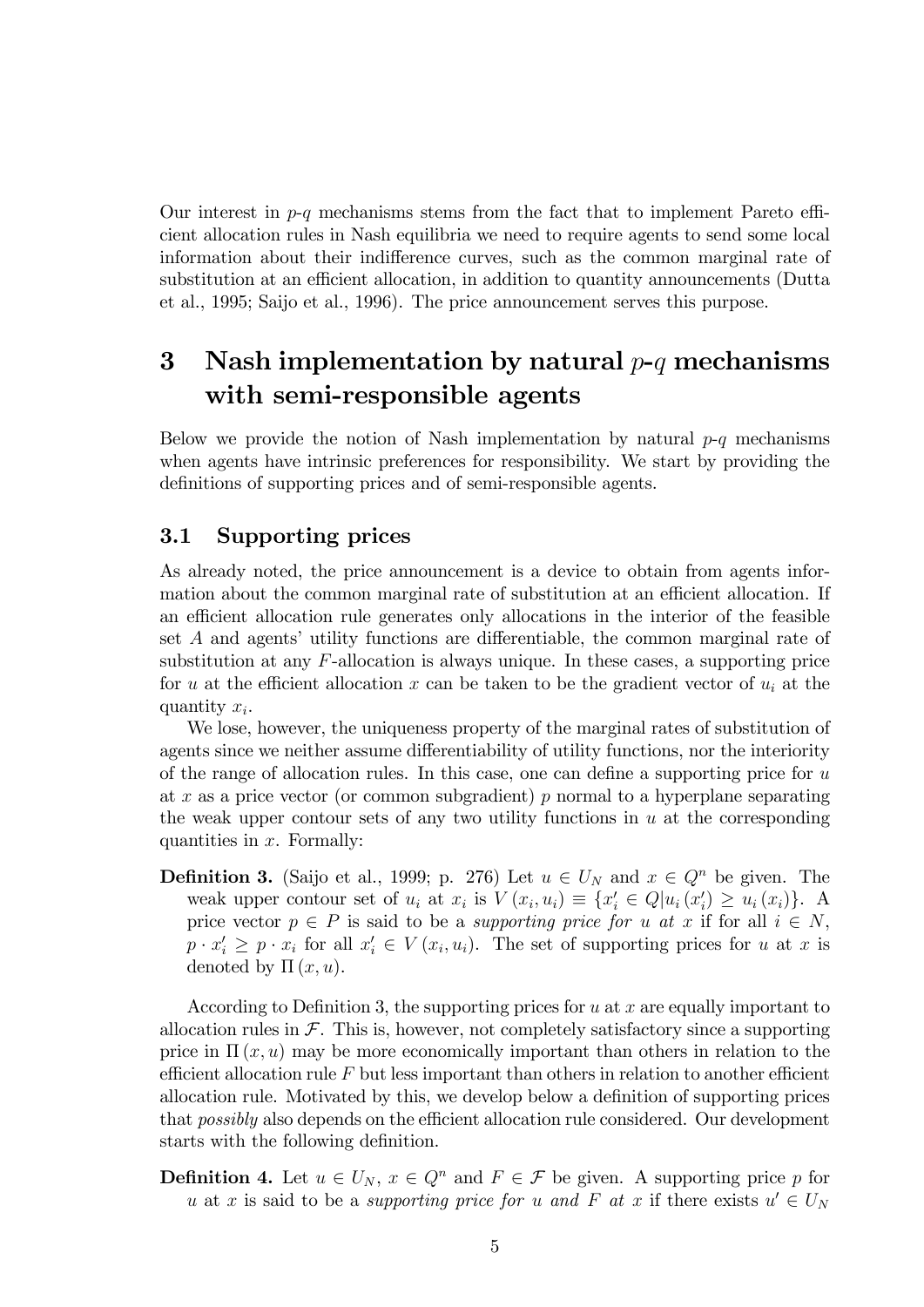Our interest in $p$-$q$ mechanisms stems from the fact that to implement Pareto efficient allocation rules in Nash equilibria we need to require agents to send some local information about their indifference curves, such as the common marginal rate of substitution at an efficient allocation, in addition to quantity announcements (Dutta et al., 1995; Saijo et al., 1996). The price announcement serves this purpose.

# 3 Nash implementation by natural $p$-$q$ mechanisms with semi-responsible agents

Below we provide the notion of Nash implementation by natural $p$-$q$ mechanisms when agents have intrinsic preferences for responsibility. We start by providing the definitions of supporting prices and of semi-responsible agents.

## 3.1 Supporting prices

As already noted, the price announcement is a device to obtain from agents information about the common marginal rate of substitution at an efficient allocation. If an efficient allocation rule generates only allocations in the interior of the feasible set $A$ and agents' utility functions are differentiable, the common marginal rate of substitution at any $F$-allocation is always unique. In these cases, a supporting price for $u$ at the efficient allocation $x$ can be taken to be the gradient vector of $u_i$ at the quantity $x_i$.

We lose, however, the uniqueness property of the marginal rates of substitution of agents since we neither assume differentiability of utility functions, nor the interiority of the range of allocation rules. In this case, one can define a supporting price for $u$ at $x$ as a price vector (or common subgradient) $p$ normal to a hyperplane separating the weak upper contour sets of any two utility functions in $u$ at the corresponding quantities in $x$. Formally:

**Definition 3.** (Saijo et al., 1999; p. 276) Let $u \in U_N$ and $x \in Q^n$ be given. The weak upper contour set of $u_i$ at $x_i$ is $V(x_i, u_i) \equiv \{x_i' \in Q | u_i(x_i') \geq u_i(x_i)\}$. A price vector $p \in P$ is said to be a *supporting price for $u$ at $x$* if for all $i \in N$, $p \cdot x_i' \geq p \cdot x_i$ for all $x_i' \in V(x_i, u_i)$. The set of supporting prices for $u$ at $x$ is denoted by $\Pi(x, u)$.

According to Definition 3, the supporting prices for $u$ at $x$ are equally important to allocation rules in $\mathcal{F}$. This is, however, not completely satisfactory since a supporting price in $\Pi(x, u)$ may be more economically important than others in relation to the efficient allocation rule $F$ but less important than others in relation to another efficient allocation rule. Motivated by this, we develop below a definition of supporting prices that *possibly* also depends on the efficient allocation rule considered. Our development starts with the following definition.

**Definition 4.** Let $u \in U_N$, $x \in Q^n$ and $F \in \mathcal{F}$ be given. A supporting price $p$ for $u$ at $x$ is said to be a *supporting price for $u$ and $F$ at $x$* if there exists $u' \in U_N$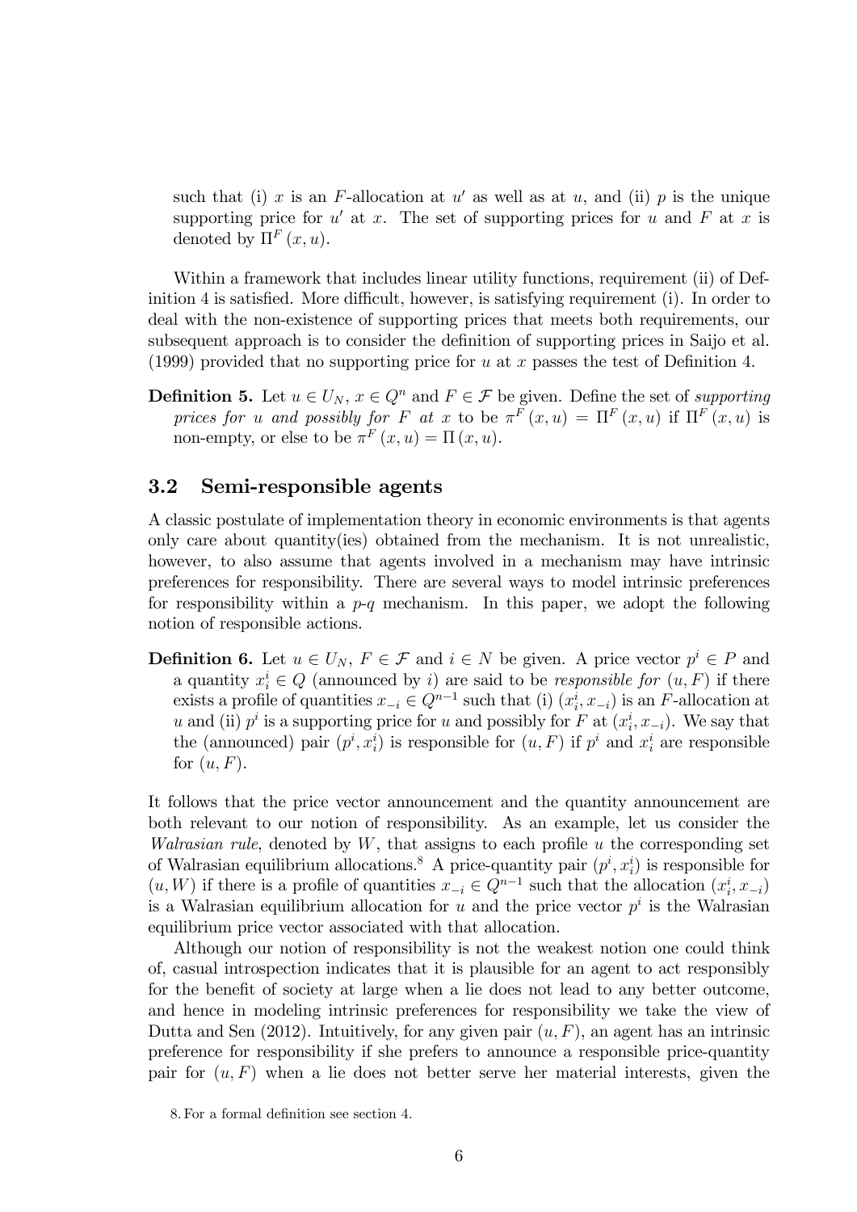such that (i) $x$ is an $F$-allocation at $u'$ as well as at $u$, and (ii) $p$ is the unique supporting price for $u'$ at $x$. The set of supporting prices for $u$ and $F$ at $x$ is denoted by $\Pi^F(x,u)$.

Within a framework that includes linear utility functions, requirement (ii) of Definition 4 is satisfied. More difficult, however, is satisfying requirement (i). In order to deal with the non-existence of supporting prices that meets both requirements, our subsequent approach is to consider the definition of supporting prices in Saijo et al. (1999) provided that no supporting price for $u$ at $x$ passes the test of Definition 4.

**Definition 5.** Let $u \in U_N$, $x \in Q^n$ and $F \in \mathcal{F}$ be given. Define the set of *supporting prices for $u$ and possibly for $F$ at $x$* to be $\pi^F(x,u) = \Pi^F(x,u)$ if $\Pi^F(x,u)$ is non-empty, or else to be $\pi^F(x,u) = \Pi(x,u)$.

### 3.2 Semi-responsible agents

A classic postulate of implementation theory in economic environments is that agents only care about quantity(ies) obtained from the mechanism. It is not unrealistic, however, to also assume that agents involved in a mechanism may have intrinsic preferences for responsibility. There are several ways to model intrinsic preferences for responsibility within a $p$-$q$ mechanism. In this paper, we adopt the following notion of responsible actions.

**Definition 6.** Let $u \in U_N$, $F \in \mathcal{F}$ and $i \in N$ be given. A price vector $p^i \in P$ and a quantity $x_i^i \in Q$ (announced by $i$) are said to be *responsible for* $(u,F)$ if there exists a profile of quantities $x_{-i} \in Q^{n-1}$ such that (i) $(x_i^i, x_{-i})$ is an $F$-allocation at $u$ and (ii) $p^i$ is a supporting price for $u$ and possibly for $F$ at $(x_i^i, x_{-i})$. We say that the (announced) pair $(p^i, x_i^i)$ is responsible for $(u,F)$ if $p^i$ and $x_i^i$ are responsible for $(u,F)$.

It follows that the price vector announcement and the quantity announcement are both relevant to our notion of responsibility. As an example, let us consider the *Walrasian rule*, denoted by $W$, that assigns to each profile $u$ the corresponding set of Walrasian equilibrium allocations.[8] A price-quantity pair $(p^i, x_i^i)$ is responsible for $(u,W)$ if there is a profile of quantities $x_{-i} \in Q^{n-1}$ such that the allocation $(x_i^i, x_{-i})$ is a Walrasian equilibrium allocation for $u$ and the price vector $p^i$ is the Walrasian equilibrium price vector associated with that allocation.

Although our notion of responsibility is not the weakest notion one could think of, casual introspection indicates that it is plausible for an agent to act responsibly for the benefit of society at large when a lie does not lead to any better outcome, and hence in modeling intrinsic preferences for responsibility we take the view of Dutta and Sen (2012). Intuitively, for any given pair $(u,F)$, an agent has an intrinsic preference for responsibility if she prefers to announce a responsible price-quantity pair for $(u,F)$ when a lie does not better serve her material interests, given the

8. For a formal definition see section 4.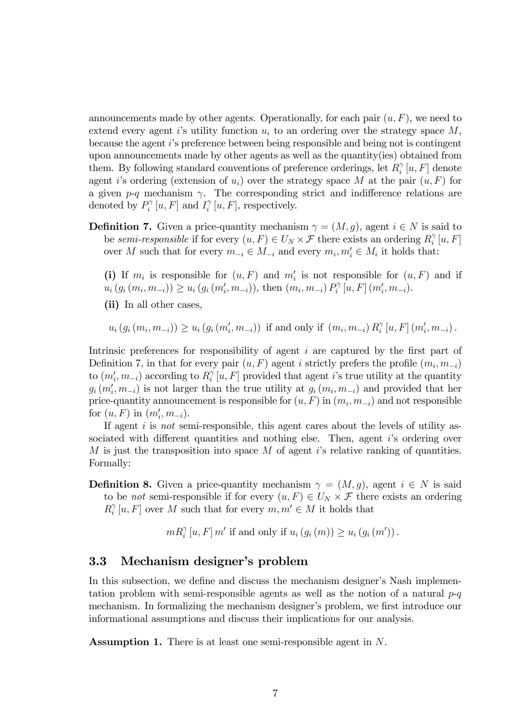announcements made by other agents. Operationally, for each pair $(u, F)$, we need to extend every agent $i$'s utility function $u_i$ to an ordering over the strategy space $M$, because the agent $i$'s preference between being responsible and being not is contingent upon announcements made by other agents as well as the quantity(ies) obtained from them. By following standard conventions of preference orderings, let $R_i^{\gamma}[u, F]$ denote agent $i$'s ordering (extension of $u_i$) over the strategy space $M$ at the pair $(u, F)$ for a given $p$-$q$ mechanism $\gamma$. The corresponding strict and indifference relations are denoted by $P_i^{\gamma}[u, F]$ and $I_i^{\gamma}[u, F]$, respectively.

**Definition 7.** Given a price-quantity mechanism $\gamma = (M, g)$, agent $i \in N$ is said to be *semi-responsible* if for every $(u, F) \in U_N \times \mathcal{F}$ there exists an ordering $R_i^{\gamma}[u, F]$ over $M$ such that for every $m_{-i} \in M_{-i}$ and every $m_i, m_i' \in M_i$ it holds that:

**(i)** If $m_i$ is responsible for $(u, F)$ and $m_i'$ is not responsible for $(u, F)$ and if $u_i(g_i(m_i, m_{-i})) \geq u_i(g_i(m_i', m_{-i}))$, then $(m_i, m_{-i}) P_i^{\gamma}[u, F](m_i', m_{-i})$.

**(ii)** In all other cases,

$$u_i(g_i(m_i, m_{-i})) \geq u_i(g_i(m_i', m_{-i})) \text{ if and only if } (m_i, m_{-i}) R_i^{\gamma}[u, F](m_i', m_{-i}).$$

Intrinsic preferences for responsibility of agent $i$ are captured by the first part of Definition 7, in that for every pair $(u, F)$ agent $i$ strictly prefers the profile $(m_i, m_{-i})$ to $(m_i', m_{-i})$ according to $R_i^{\gamma}[u, F]$ provided that agent $i$'s true utility at the quantity $g_i(m_i', m_{-i})$ is not larger than the true utility at $g_i(m_i, m_{-i})$ and provided that her price-quantity announcement is responsible for $(u, F)$ in $(m_i, m_{-i})$ and not responsible for $(u, F)$ in $(m_i', m_{-i})$.

If agent $i$ is *not* semi-responsible, this agent cares about the levels of utility associated with different quantities and nothing else. Then, agent $i$'s ordering over $M$ is just the transposition into space $M$ of agent $i$'s relative ranking of quantities. Formally:

**Definition 8.** Given a price-quantity mechanism $\gamma = (M, g)$, agent $i \in N$ is said to be *not* semi-responsible if for every $(u, F) \in U_N \times \mathcal{F}$ there exists an ordering $R_i^{\gamma}[u, F]$ over $M$ such that for every $m, m' \in M$ it holds that

$$m R_i^{\gamma}[u, F] m' \text{ if and only if } u_i(g_i(m)) \geq u_i(g_i(m')).$$

### 3.3 Mechanism designer's problem

In this subsection, we define and discuss the mechanism designer's Nash implementation problem with semi-responsible agents as well as the notion of a natural $p$-$q$ mechanism. In formalizing the mechanism designer's problem, we first introduce our informational assumptions and discuss their implications for our analysis.

**Assumption 1.** There is at least one semi-responsible agent in $N$.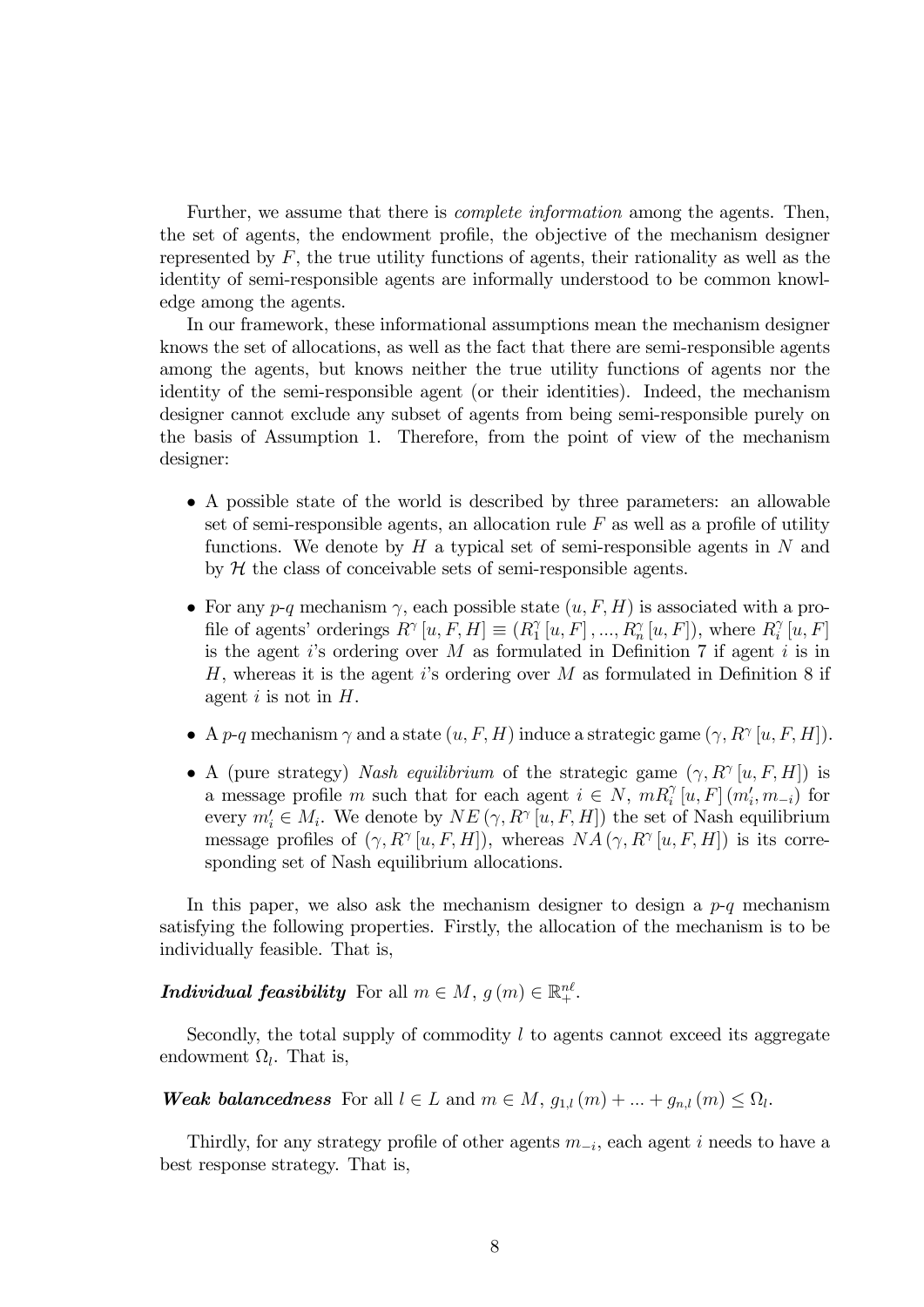Further, we assume that there is *complete information* among the agents. Then, the set of agents, the endowment profile, the objective of the mechanism designer represented by $F$, the true utility functions of agents, their rationality as well as the identity of semi-responsible agents are informally understood to be common knowledge among the agents.

In our framework, these informational assumptions mean the mechanism designer knows the set of allocations, as well as the fact that there are semi-responsible agents among the agents, but knows neither the true utility functions of agents nor the identity of the semi-responsible agent (or their identities). Indeed, the mechanism designer cannot exclude any subset of agents from being semi-responsible purely on the basis of Assumption 1. Therefore, from the point of view of the mechanism designer:

- A possible state of the world is described by three parameters: an allowable set of semi-responsible agents, an allocation rule $F$ as well as a profile of utility functions. We denote by $H$ a typical set of semi-responsible agents in $N$ and by $\mathcal{H}$ the class of conceivable sets of semi-responsible agents.
- For any $p$-$q$ mechanism $\gamma$, each possible state $(u, F, H)$ is associated with a profile of agents' orderings $R^{\gamma}[u, F, H] \equiv (R_1^{\gamma}[u, F], ..., R_n^{\gamma}[u, F])$, where $R_i^{\gamma}[u, F]$ is the agent $i$'s ordering over $M$ as formulated in Definition 7 if agent $i$ is in $H$, whereas it is the agent $i$'s ordering over $M$ as formulated in Definition 8 if agent $i$ is not in $H$.
- A $p$-$q$ mechanism $\gamma$ and a state $(u, F, H)$ induce a strategic game $(\gamma, R^{\gamma}[u, F, H])$.
- A (pure strategy) *Nash equilibrium* of the strategic game $(\gamma, R^{\gamma}[u, F, H])$ is a message profile $m$ such that for each agent $i \in N$, $m R_i^{\gamma}[u, F](m_i', m_{-i})$ for every $m_i' \in M_i$. We denote by $NE(\gamma, R^{\gamma}[u, F, H])$ the set of Nash equilibrium message profiles of $(\gamma, R^{\gamma}[u, F, H])$, whereas $NA(\gamma, R^{\gamma}[u, F, H])$ is its corresponding set of Nash equilibrium allocations.

In this paper, we also ask the mechanism designer to design a $p$-$q$ mechanism satisfying the following properties. Firstly, the allocation of the mechanism is to be individually feasible. That is,

***Individual feasibility*** For all $m \in M$, $g(m) \in \mathbb{R}_+^{n\ell}$.

Secondly, the total supply of commodity $l$ to agents cannot exceed its aggregate endowment $\Omega_l$. That is,

***Weak balancedness*** For all $l \in L$ and $m \in M$, $g_{1,l}(m) + ... + g_{n,l}(m) \leq \Omega_l$.

Thirdly, for any strategy profile of other agents $m_{-i}$, each agent $i$ needs to have a best response strategy. That is,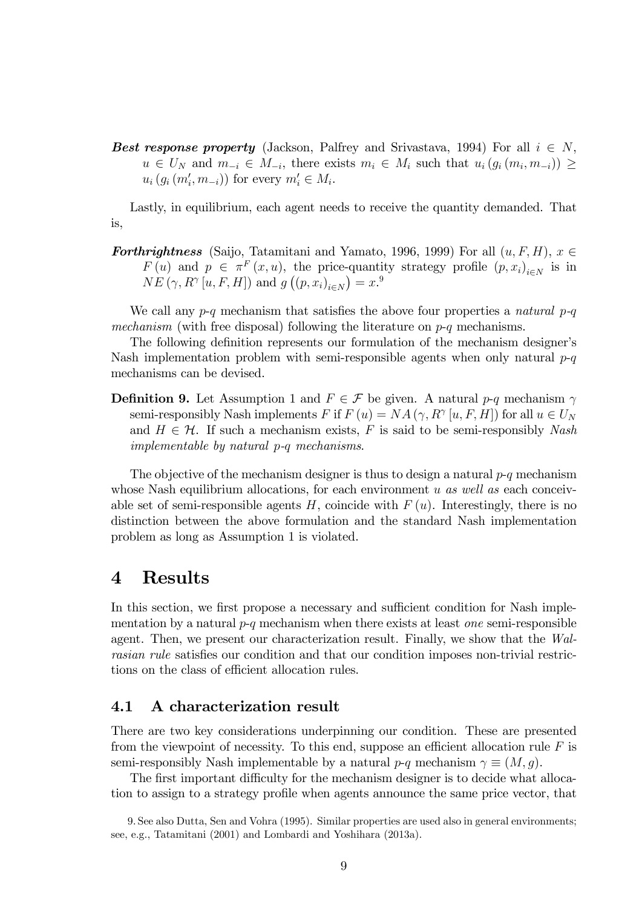***Best response property*** (Jackson, Palfrey and Srivastava, 1994) For all $i \in N$, $u \in U_N$ and $m_{-i} \in M_{-i}$, there exists $m_i \in M_i$ such that $u_i(g_i(m_i, m_{-i})) \geq u_i(g_i(m_i', m_{-i}))$ for every $m_i' \in M_i$.

Lastly, in equilibrium, each agent needs to receive the quantity demanded. That is,

***Forthrightness*** (Saijo, Tatamitani and Yamato, 1996, 1999) For all $(u, F, H)$, $x \in F(u)$ and $p \in \pi^F(x, u)$, the price-quantity strategy profile $(p, x_i)_{i \in N}$ is in $NE(\gamma, R^\gamma[u, F, H])$ and $g\left((p, x_i)_{i \in N}\right) = x$.[9]

We call any *p*-*q* mechanism that satisfies the above four properties a *natural p-q mechanism* (with free disposal) following the literature on *p*-*q* mechanisms.

The following definition represents our formulation of the mechanism designer's Nash implementation problem with semi-responsible agents when only natural *p*-*q* mechanisms can be devised.

**Definition 9.** Let Assumption 1 and $F \in \mathcal{F}$ be given. A natural *p*-*q* mechanism $\gamma$ semi-responsibly Nash implements $F$ if $F(u) = NA(\gamma, R^\gamma[u, F, H])$ for all $u \in U_N$ and $H \in \mathcal{H}$. If such a mechanism exists, $F$ is said to be semi-responsibly *Nash implementable by natural p-q mechanisms*.

The objective of the mechanism designer is thus to design a natural *p*-*q* mechanism whose Nash equilibrium allocations, for each environment $u$ *as well as* each conceivable set of semi-responsible agents $H$, coincide with $F(u)$. Interestingly, there is no distinction between the above formulation and the standard Nash implementation problem as long as Assumption 1 is violated.

# 4 Results

In this section, we first propose a necessary and sufficient condition for Nash implementation by a natural *p*-*q* mechanism when there exists at least *one* semi-responsible agent. Then, we present our characterization result. Finally, we show that the *Walrasian rule* satisfies our condition and that our condition imposes non-trivial restrictions on the class of efficient allocation rules.

## 4.1 A characterization result

There are two key considerations underpinning our condition. These are presented from the viewpoint of necessity. To this end, suppose an efficient allocation rule $F$ is semi-responsibly Nash implementable by a natural *p*-*q* mechanism $\gamma \equiv (M, g)$.

The first important difficulty for the mechanism designer is to decide what allocation to assign to a strategy profile when agents announce the same price vector, that

9. See also Dutta, Sen and Vohra (1995). Similar properties are used also in general environments; see, e.g., Tatamitani (2001) and Lombardi and Yoshihara (2013a).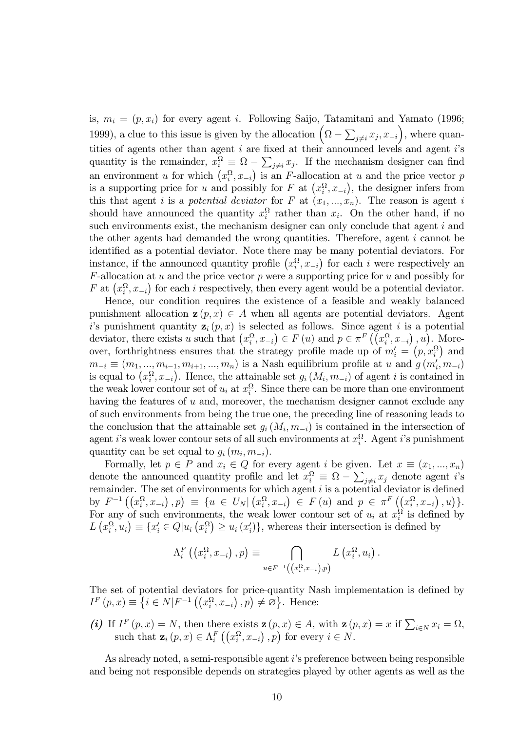is, $m_i = (p, x_i)$ for every agent $i$. Following Saijo, Tatamitani and Yamato (1996; 1999), a clue to this issue is given by the allocation $\left(\Omega - \sum_{j \neq i} x_j, x_{-i}\right)$, where quantities of agents other than agent $i$ are fixed at their announced levels and agent $i$'s quantity is the remainder, $x_i^{\Omega} \equiv \Omega - \sum_{j \neq i} x_j$. If the mechanism designer can find an environment $u$ for which $\left(x_i^{\Omega}, x_{-i}\right)$ is an $F$-allocation at $u$ and the price vector $p$ is a supporting price for $u$ and possibly for $F$ at $\left(x_i^{\Omega}, x_{-i}\right)$, the designer infers from this that agent $i$ is a *potential deviator* for $F$ at $(x_1, ..., x_n)$. The reason is agent $i$ should have announced the quantity $x_i^{\Omega}$ rather than $x_i$. On the other hand, if no such environments exist, the mechanism designer can only conclude that agent $i$ and the other agents had demanded the wrong quantities. Therefore, agent $i$ cannot be identified as a potential deviator. Note there may be many potential deviators. For instance, if the announced quantity profile $\left(x_i^{\Omega}, x_{-i}\right)$ for each $i$ were respectively an $F$-allocation at $u$ and the price vector $p$ were a supporting price for $u$ and possibly for $F$ at $\left(x_i^{\Omega}, x_{-i}\right)$ for each $i$ respectively, then every agent would be a potential deviator.

Hence, our condition requires the existence of a feasible and weakly balanced punishment allocation $\mathbf{z}(p, x) \in A$ when all agents are potential deviators. Agent $i$'s punishment quantity $\mathbf{z}_i(p, x)$ is selected as follows. Since agent $i$ is a potential deviator, there exists $u$ such that $\left(x_i^{\Omega}, x_{-i}\right) \in F(u)$ and $p \in \pi^F\left(\left(x_i^{\Omega}, x_{-i}\right), u\right)$. Moreover, forthrightness ensures that the strategy profile made up of $m_i' = \left(p, x_i^{\Omega}\right)$ and $m_{-i} \equiv (m_1, ..., m_{i-1}, m_{i+1}, ..., m_n)$ is a Nash equilibrium profile at $u$ and $g(m_i', m_{-i})$ is equal to $\left(x_i^{\Omega}, x_{-i}\right)$. Hence, the attainable set $g_i(M_i, m_{-i})$ of agent $i$ is contained in the weak lower contour set of $u_i$ at $x_i^{\Omega}$. Since there can be more than one environment having the features of $u$ and, moreover, the mechanism designer cannot exclude any of such environments from being the true one, the preceding line of reasoning leads to the conclusion that the attainable set $g_i(M_i, m_{-i})$ is contained in the intersection of agent $i$'s weak lower contour sets of all such environments at $x_i^{\Omega}$. Agent $i$'s punishment quantity can be set equal to $g_i(m_i, m_{-i})$.

Formally, let $p \in P$ and $x_i \in Q$ for every agent $i$ be given. Let $x \equiv (x_1, ..., x_n)$ denote the announced quantity profile and let $x_i^{\Omega} \equiv \Omega - \sum_{j \neq i} x_j$ denote agent $i$'s remainder. The set of environments for which agent $i$ is a potential deviator is defined by $F^{-1}\left(\left(x_i^{\Omega}, x_{-i}\right), p\right) \equiv \{u \in U_N | \left(x_i^{\Omega}, x_{-i}\right) \in F(u) \text{ and } p \in \pi^F\left(\left(x_i^{\Omega}, x_{-i}\right), u\right)\}$. For any of such environments, the weak lower contour set of $u_i$ at $x_i^{\Omega}$ is defined by $L\left(x_i^{\Omega}, u_i\right) \equiv \{x_i' \in Q | u_i\left(x_i^{\Omega}\right) \geq u_i(x_i')\}$, whereas their intersection is defined by

$$\Lambda_i^F\left(\left(x_i^{\Omega}, x_{-i}\right), p\right) \equiv \bigcap_{u \in F^{-1}\left(\left(x_i^{\Omega}, x_{-i}\right), p\right)} L\left(x_i^{\Omega}, u_i\right).$$

The set of potential deviators for price-quantity Nash implementation is defined by $I^F(p, x) \equiv \left\{i \in N | F^{-1}\left(\left(x_i^{\Omega}, x_{-i}\right), p\right) \neq \varnothing\right\}$. Hence:

***(i)*** If $I^F(p, x) = N$, then there exists $\mathbf{z}(p, x) \in A$, with $\mathbf{z}(p, x) = x$ if $\sum_{i \in N} x_i = \Omega$, such that $\mathbf{z}_i(p, x) \in \Lambda_i^F\left(\left(x_i^{\Omega}, x_{-i}\right), p\right)$ for every $i \in N$.

As already noted, a semi-responsible agent $i$'s preference between being responsible and being not responsible depends on strategies played by other agents as well as the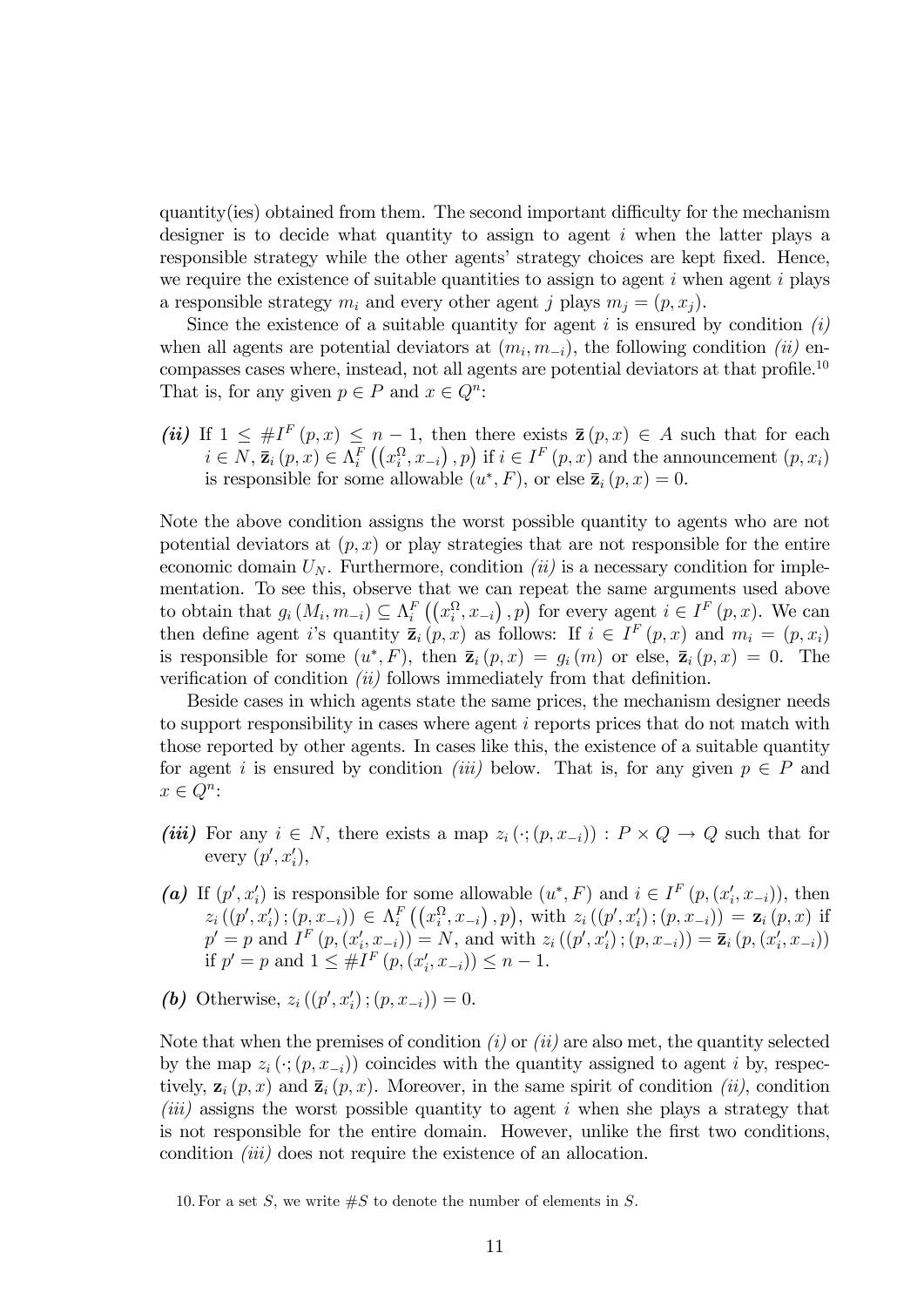quantity(ies) obtained from them. The second important difficulty for the mechanism designer is to decide what quantity to assign to agent $i$ when the latter plays a responsible strategy while the other agents' strategy choices are kept fixed. Hence, we require the existence of suitable quantities to assign to agent $i$ when agent $i$ plays a responsible strategy $m_i$ and every other agent $j$ plays $m_j = (p, x_j)$.

Since the existence of a suitable quantity for agent $i$ is ensured by condition *(i)* when all agents are potential deviators at $(m_i, m_{-i})$, the following condition *(ii)* encompasses cases where, instead, not all agents are potential deviators at that profile.[10] That is, for any given $p \in P$ and $x \in Q^n$:

***(ii)*** If $1 \leq \#I^F(p,x) \leq n-1$, then there exists $\bar{\mathbf{z}}(p,x) \in A$ such that for each $i \in N$, $\bar{\mathbf{z}}_i(p,x) \in \Lambda_i^F\left(\left(x_i^{\Omega}, x_{-i}\right), p\right)$ if $i \in I^F(p,x)$ and the announcement $(p, x_i)$ is responsible for some allowable $(u^*, F)$, or else $\bar{\mathbf{z}}_i(p,x) = 0$.

Note the above condition assigns the worst possible quantity to agents who are not potential deviators at $(p,x)$ or play strategies that are not responsible for the entire economic domain $U_N$. Furthermore, condition *(ii)* is a necessary condition for implementation. To see this, observe that we can repeat the same arguments used above to obtain that $g_i(M_i, m_{-i}) \subseteq \Lambda_i^F\left(\left(x_i^{\Omega}, x_{-i}\right), p\right)$ for every agent $i \in I^F(p,x)$. We can then define agent $i$'s quantity $\bar{\mathbf{z}}_i(p,x)$ as follows: If $i \in I^F(p,x)$ and $m_i = (p, x_i)$ is responsible for some $(u^*, F)$, then $\bar{\mathbf{z}}_i(p,x) = g_i(m)$ or else, $\bar{\mathbf{z}}_i(p,x) = 0$. The verification of condition *(ii)* follows immediately from that definition.

Beside cases in which agents state the same prices, the mechanism designer needs to support responsibility in cases where agent $i$ reports prices that do not match with those reported by other agents. In cases like this, the existence of a suitable quantity for agent $i$ is ensured by condition *(iii)* below. That is, for any given $p \in P$ and $x \in Q^n$:

***(iii)*** For any $i \in N$, there exists a map $z_i(\cdot; (p, x_{-i})) : P \times Q \to Q$ such that for every $(p', x_i')$,

***(a)*** If $(p', x_i')$ is responsible for some allowable $(u^*, F)$ and $i \in I^F(p, (x_i', x_{-i}))$, then $z_i((p', x_i'); (p, x_{-i})) \in \Lambda_i^F\left(\left(x_i^{\Omega}, x_{-i}\right), p\right)$, with $z_i((p', x_i'); (p, x_{-i})) = \mathbf{z}_i(p,x)$ if $p' = p$ and $I^F(p, (x_i', x_{-i})) = N$, and with $z_i((p', x_i'); (p, x_{-i})) = \bar{\mathbf{z}}_i(p, (x_i', x_{-i}))$ if $p' = p$ and $1 \leq \#I^F(p, (x_i', x_{-i})) \leq n-1$.

***(b)*** Otherwise, $z_i((p', x_i'); (p, x_{-i})) = 0$.

Note that when the premises of condition *(i)* or *(ii)* are also met, the quantity selected by the map $z_i(\cdot; (p, x_{-i}))$ coincides with the quantity assigned to agent $i$ by, respectively, $\mathbf{z}_i(p,x)$ and $\bar{\mathbf{z}}_i(p,x)$. Moreover, in the same spirit of condition *(ii)*, condition *(iii)* assigns the worst possible quantity to agent $i$ when she plays a strategy that is not responsible for the entire domain. However, unlike the first two conditions, condition *(iii)* does not require the existence of an allocation.

10. For a set $S$, we write $\#S$ to denote the number of elements in $S$.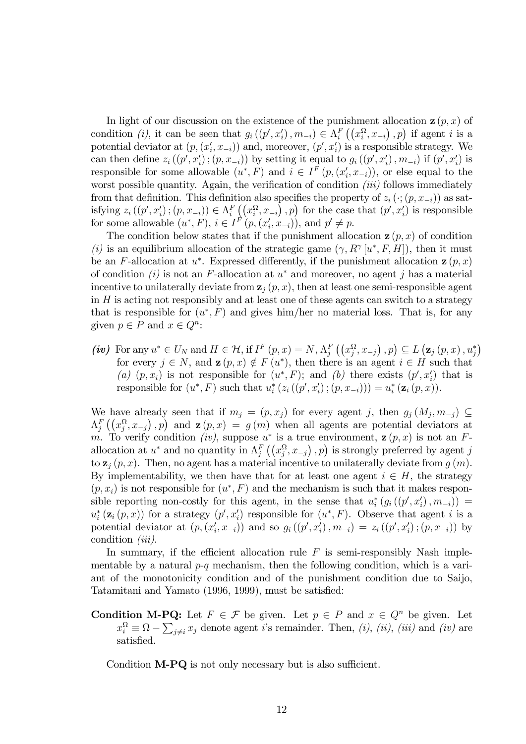In light of our discussion on the existence of the punishment allocation $\mathbf{z}(p,x)$ of condition *(i)*, it can be seen that $g_i((p',x'_i),m_{-i}) \in \Lambda_i^F((x_i^\Omega, x_{-i}),p)$ if agent $i$ is a potential deviator at $(p,(x'_i,x_{-i}))$ and, moreover, $(p',x'_i)$ is a responsible strategy. We can then define $z_i((p',x'_i);(p,x_{-i}))$ by setting it equal to $g_i((p',x'_i),m_{-i})$ if $(p',x'_i)$ is responsible for some allowable $(u^*,F)$ and $i \in I^F(p,(x'_i,x_{-i}))$, or else equal to the worst possible quantity. Again, the verification of condition *(iii)* follows immediately from that definition. This definition also specifies the property of $z_i(\cdot;(p,x_{-i}))$ as satisfying $z_i((p',x'_i);(p,x_{-i})) \in \Lambda_i^F((x_i^\Omega,x_{-i}),p)$ for the case that $(p',x'_i)$ is responsible for some allowable $(u^*,F)$, $i \in I^F(p,(x'_i,x_{-i}))$, and $p' \neq p$.

The condition below states that if the punishment allocation $\mathbf{z}(p,x)$ of condition *(i)* is an equilibrium allocation of the strategic game $(\gamma, R^\gamma[u^*,F,H])$, then it must be an $F$-allocation at $u^*$. Expressed differently, if the punishment allocation $\mathbf{z}(p,x)$ of condition *(i)* is not an $F$-allocation at $u^*$ and moreover, no agent $j$ has a material incentive to unilaterally deviate from $\mathbf{z}_j(p,x)$, then at least one semi-responsible agent in $H$ is acting not responsibly and at least one of these agents can switch to a strategy that is responsible for $(u^*,F)$ and gives him/her no material loss. That is, for any given $p \in P$ and $x \in Q^n$:

***(iv)*** For any $u^* \in U_N$ and $H \in \mathcal{H}$, if $I^F(p,x) = N$, $\Lambda_j^F((x_j^\Omega,x_{-j}),p) \subseteq L(\mathbf{z}_j(p,x),u_j^*)$ for every $j \in N$, and $\mathbf{z}(p,x) \notin F(u^*)$, then there is an agent $i \in H$ such that *(a)* $(p,x_i)$ is not responsible for $(u^*,F)$; and *(b)* there exists $(p',x'_i)$ that is responsible for $(u^*,F)$ such that $u_i^*(z_i((p',x'_i);(p,x_{-i}))) = u_i^*(\mathbf{z}_i(p,x))$.

We have already seen that if $m_j = (p,x_j)$ for every agent $j$, then $g_j(M_j,m_{-j}) \subseteq \Lambda_j^F((x_j^\Omega,x_{-j}),p)$ and $\mathbf{z}(p,x) = g(m)$ when all agents are potential deviators at $m$. To verify condition *(iv)*, suppose $u^*$ is a true environment, $\mathbf{z}(p,x)$ is not an $F$-allocation at $u^*$ and no quantity in $\Lambda_j^F((x_j^\Omega,x_{-j}),p)$ is strongly preferred by agent $j$ to $\mathbf{z}_j(p,x)$. Then, no agent has a material incentive to unilaterally deviate from $g(m)$. By implementability, we then have that for at least one agent $i \in H$, the strategy $(p,x_i)$ is not responsible for $(u^*,F)$ and the mechanism is such that it makes responsible reporting non-costly for this agent, in the sense that $u_i^*(g_i((p',x'_i),m_{-i})) = u_i^*(\mathbf{z}_i(p,x))$ for a strategy $(p',x'_i)$ responsible for $(u^*,F)$. Observe that agent $i$ is a potential deviator at $(p,(x'_i,x_{-i}))$ and so $g_i((p',x'_i),m_{-i}) = z_i((p',x'_i);(p,x_{-i}))$ by condition *(iii)*.

In summary, if the efficient allocation rule $F$ is semi-responsibly Nash implementable by a natural *p-q* mechanism, then the following condition, which is a variant of the monotonicity condition and of the punishment condition due to Saijo, Tatamitani and Yamato (1996, 1999), must be satisfied:

**Condition M-PQ:** Let $F \in \mathcal{F}$ be given. Let $p \in P$ and $x \in Q^n$ be given. Let $x_i^\Omega \equiv \Omega - \sum_{j \neq i} x_j$ denote agent $i$'s remainder. Then, *(i)*, *(ii)*, *(iii)* and *(iv)* are satisfied.

Condition **M-PQ** is not only necessary but is also sufficient.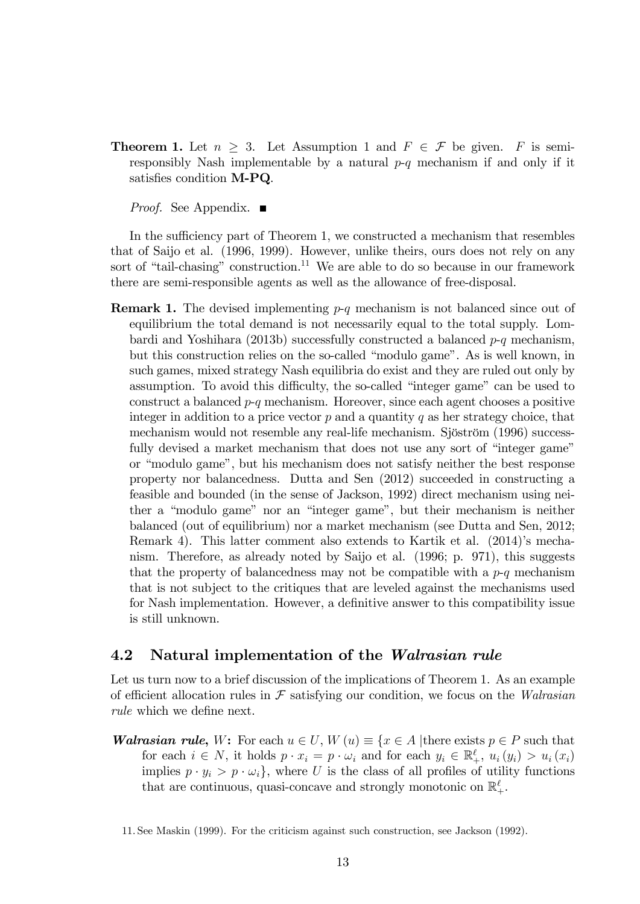**Theorem 1.** Let $n \geq 3$. Let Assumption 1 and $F \in \mathcal{F}$ be given. $F$ is semi-responsibly Nash implementable by a natural $p$-$q$ mechanism if and only if it satisfies condition **M-PQ**.

*Proof.* See Appendix. ■

In the sufficiency part of Theorem 1, we constructed a mechanism that resembles that of Saijo et al. (1996, 1999). However, unlike theirs, ours does not rely on any sort of "tail-chasing" construction.[11] We are able to do so because in our framework there are semi-responsible agents as well as the allowance of free-disposal.

**Remark 1.** The devised implementing $p$-$q$ mechanism is not balanced since out of equilibrium the total demand is not necessarily equal to the total supply. Lombardi and Yoshihara (2013b) successfully constructed a balanced $p$-$q$ mechanism, but this construction relies on the so-called "modulo game". As is well known, in such games, mixed strategy Nash equilibria do exist and they are ruled out only by assumption. To avoid this difficulty, the so-called "integer game" can be used to construct a balanced $p$-$q$ mechanism. Horeover, since each agent chooses a positive integer in addition to a price vector $p$ and a quantity $q$ as her strategy choice, that mechanism would not resemble any real-life mechanism. Sjöström (1996) successfully devised a market mechanism that does not use any sort of "integer game" or "modulo game", but his mechanism does not satisfy neither the best response property nor balancedness. Dutta and Sen (2012) succeeded in constructing a feasible and bounded (in the sense of Jackson, 1992) direct mechanism using neither a "modulo game" nor an "integer game", but their mechanism is neither balanced (out of equilibrium) nor a market mechanism (see Dutta and Sen, 2012; Remark 4). This latter comment also extends to Kartik et al. (2014)'s mechanism. Therefore, as already noted by Saijo et al. (1996; p. 971), this suggests that the property of balancedness may not be compatible with a $p$-$q$ mechanism that is not subject to the critiques that are leveled against the mechanisms used for Nash implementation. However, a definitive answer to this compatibility issue is still unknown.

## 4.2 Natural implementation of the *Walrasian rule*

Let us turn now to a brief discussion of the implications of Theorem 1. As an example of efficient allocation rules in $\mathcal{F}$ satisfying our condition, we focus on the *Walrasian rule* which we define next.

***Walrasian rule***, $W$**:** For each $u \in U$, $W(u) \equiv \{x \in A \mid$there exists $p \in P$ such that for each $i \in N$, it holds $p \cdot x_i = p \cdot \omega_i$ and for each $y_i \in \mathbb{R}_+^\ell$, $u_i(y_i) > u_i(x_i)$ implies $p \cdot y_i > p \cdot \omega_i\}$, where $U$ is the class of all profiles of utility functions that are continuous, quasi-concave and strongly monotonic on $\mathbb{R}_+^\ell$.

11. See Maskin (1999). For the criticism against such construction, see Jackson (1992).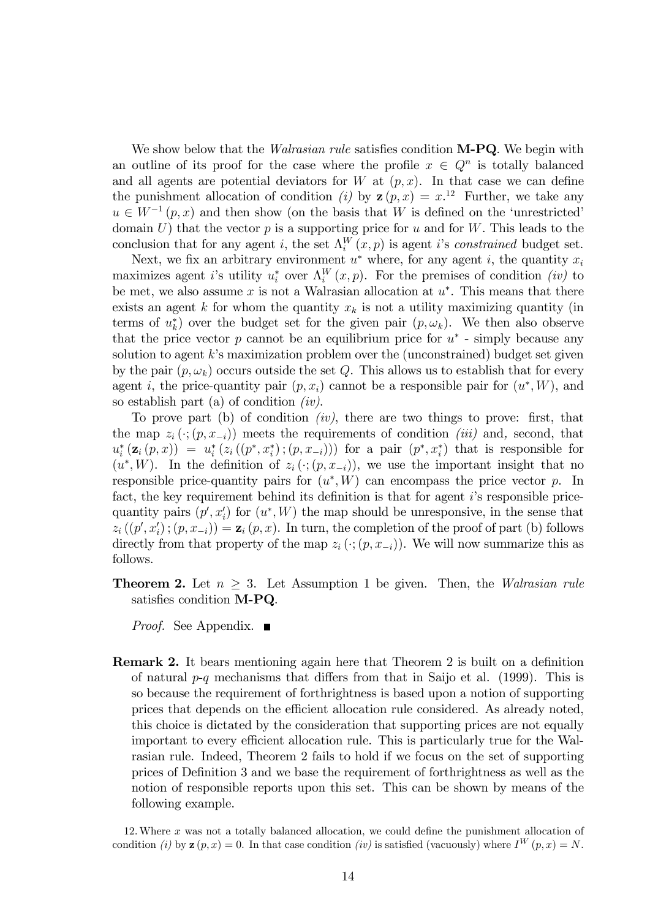We show below that the *Walrasian rule* satisfies condition **M-PQ**. We begin with an outline of its proof for the case where the profile $x \in Q^n$ is totally balanced and all agents are potential deviators for $W$ at $(p, x)$. In that case we can define the punishment allocation of condition *(i)* by $\mathbf{z}(p, x) = x$.[12] Further, we take any $u \in W^{-1}(p, x)$ and then show (on the basis that $W$ is defined on the 'unrestricted' domain $U$) that the vector $p$ is a supporting price for $u$ and for $W$. This leads to the conclusion that for any agent $i$, the set $\Lambda_i^W(x, p)$ is agent $i$'s *constrained* budget set.

Next, we fix an arbitrary environment $u^*$ where, for any agent $i$, the quantity $x_i$ maximizes agent $i$'s utility $u_i^*$ over $\Lambda_i^W(x, p)$. For the premises of condition *(iv)* to be met, we also assume $x$ is not a Walrasian allocation at $u^*$. This means that there exists an agent $k$ for whom the quantity $x_k$ is not a utility maximizing quantity (in terms of $u_k^*$) over the budget set for the given pair $(p, \omega_k)$. We then also observe that the price vector $p$ cannot be an equilibrium price for $u^*$ - simply because any solution to agent $k$'s maximization problem over the (unconstrained) budget set given by the pair $(p, \omega_k)$ occurs outside the set $Q$. This allows us to establish that for every agent $i$, the price-quantity pair $(p, x_i)$ cannot be a responsible pair for $(u^*, W)$, and so establish part (a) of condition *(iv)*.

To prove part (b) of condition *(iv)*, there are two things to prove: first, that the map $z_i(\cdot; (p, x_{-i}))$ meets the requirements of condition *(iii)* and, second, that $u_i^*(\mathbf{z}_i(p, x)) = u_i^*(z_i((p^*, x_i^*); (p, x_{-i})))$ for a pair $(p^*, x_i^*)$ that is responsible for $(u^*, W)$. In the definition of $z_i(\cdot; (p, x_{-i}))$, we use the important insight that no responsible price-quantity pairs for $(u^*, W)$ can encompass the price vector $p$. In fact, the key requirement behind its definition is that for agent $i$'s responsible price-quantity pairs $(p', x_i')$ for $(u^*, W)$ the map should be unresponsive, in the sense that $z_i((p', x_i'); (p, x_{-i})) = \mathbf{z}_i(p, x)$. In turn, the completion of the proof of part (b) follows directly from that property of the map $z_i(\cdot; (p, x_{-i}))$. We will now summarize this as follows.

**Theorem 2.** Let $n \geq 3$. Let Assumption 1 be given. Then, the *Walrasian rule* satisfies condition **M-PQ**.

*Proof.* See Appendix. ∎

**Remark 2.** It bears mentioning again here that Theorem 2 is built on a definition of natural $p$-$q$ mechanisms that differs from that in Saijo et al. (1999). This is so because the requirement of forthrightness is based upon a notion of supporting prices that depends on the efficient allocation rule considered. As already noted, this choice is dictated by the consideration that supporting prices are not equally important to every efficient allocation rule. This is particularly true for the Walrasian rule. Indeed, Theorem 2 fails to hold if we focus on the set of supporting prices of Definition 3 and we base the requirement of forthrightness as well as the notion of responsible reports upon this set. This can be shown by means of the following example.

12. Where $x$ was not a totally balanced allocation, we could define the punishment allocation of condition *(i)* by $\mathbf{z}(p, x) = 0$. In that case condition *(iv)* is satisfied (vacuously) where $I^W(p, x) = N$.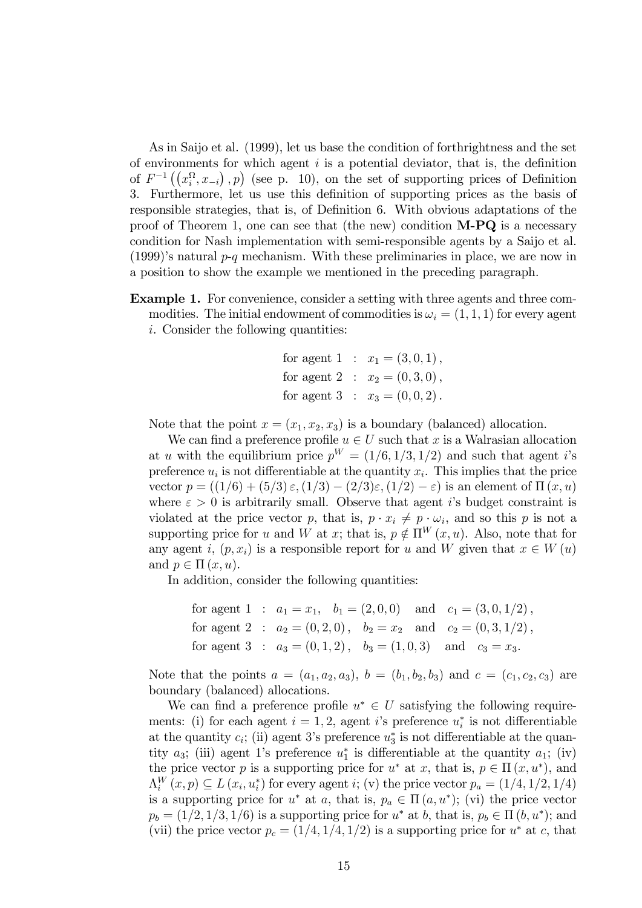As in Saijo et al. (1999), let us base the condition of forthrightness and the set of environments for which agent $i$ is a potential deviator, that is, the definition of $F^{-1}\left(\left(x_i^{\Omega}, x_{-i}\right), p\right)$ (see p. 10), on the set of supporting prices of Definition 3. Furthermore, let us use this definition of supporting prices as the basis of responsible strategies, that is, of Definition 6. With obvious adaptations of the proof of Theorem 1, one can see that (the new) condition **M-PQ** is a necessary condition for Nash implementation with semi-responsible agents by a Saijo et al. (1999)'s natural $p$-$q$ mechanism. With these preliminaries in place, we are now in a position to show the example we mentioned in the preceding paragraph.

**Example 1.** For convenience, consider a setting with three agents and three commodities. The initial endowment of commodities is $\omega_i = (1, 1, 1)$ for every agent $i$. Consider the following quantities:

$$
\begin{aligned}
\text{for agent } 1 &: \ x_1 = (3, 0, 1), \\
\text{for agent } 2 &: \ x_2 = (0, 3, 0), \\
\text{for agent } 3 &: \ x_3 = (0, 0, 2).
\end{aligned}
$$

Note that the point $x = (x_1, x_2, x_3)$ is a boundary (balanced) allocation.

We can find a preference profile $u \in U$ such that $x$ is a Walrasian allocation at $u$ with the equilibrium price $p^W = (1/6, 1/3, 1/2)$ and such that agent $i$'s preference $u_i$ is not differentiable at the quantity $x_i$. This implies that the price vector $p = ((1/6) + (5/3)\varepsilon, (1/3) - (2/3)\varepsilon, (1/2) - \varepsilon)$ is an element of $\Pi(x, u)$ where $\varepsilon > 0$ is arbitrarily small. Observe that agent $i$'s budget constraint is violated at the price vector $p$, that is, $p \cdot x_i \neq p \cdot \omega_i$, and so this $p$ is not a supporting price for $u$ and $W$ at $x$; that is, $p \notin \Pi^W(x, u)$. Also, note that for any agent $i$, $(p, x_i)$ is a responsible report for $u$ and $W$ given that $x \in W(u)$ and $p \in \Pi(x, u)$.

In addition, consider the following quantities:

$$
\begin{aligned}
\text{for agent } 1 &: \ a_1 = x_1, \quad b_1 = (2, 0, 0) \quad \text{and} \quad c_1 = (3, 0, 1/2), \\
\text{for agent } 2 &: \ a_2 = (0, 2, 0), \quad b_2 = x_2 \quad \text{and} \quad c_2 = (0, 3, 1/2), \\
\text{for agent } 3 &: \ a_3 = (0, 1, 2), \quad b_3 = (1, 0, 3) \quad \text{and} \quad c_3 = x_3.
\end{aligned}
$$

Note that the points $a = (a_1, a_2, a_3)$, $b = (b_1, b_2, b_3)$ and $c = (c_1, c_2, c_3)$ are boundary (balanced) allocations.

We can find a preference profile $u^* \in U$ satisfying the following requirements: (i) for each agent $i = 1, 2$, agent $i$'s preference $u_i^*$ is not differentiable at the quantity $c_i$; (ii) agent 3's preference $u_3^*$ is not differentiable at the quantity $a_3$; (iii) agent 1's preference $u_1^*$ is differentiable at the quantity $a_1$; (iv) the price vector $p$ is a supporting price for $u^*$ at $x$, that is, $p \in \Pi(x, u^*)$, and $\Lambda_i^W(x, p) \subseteq L(x_i, u_i^*)$ for every agent $i$; (v) the price vector $p_a = (1/4, 1/2, 1/4)$ is a supporting price for $u^*$ at $a$, that is, $p_a \in \Pi(a, u^*)$; (vi) the price vector $p_b = (1/2, 1/3, 1/6)$ is a supporting price for $u^*$ at $b$, that is, $p_b \in \Pi(b, u^*)$; and (vii) the price vector $p_c = (1/4, 1/4, 1/2)$ is a supporting price for $u^*$ at $c$, that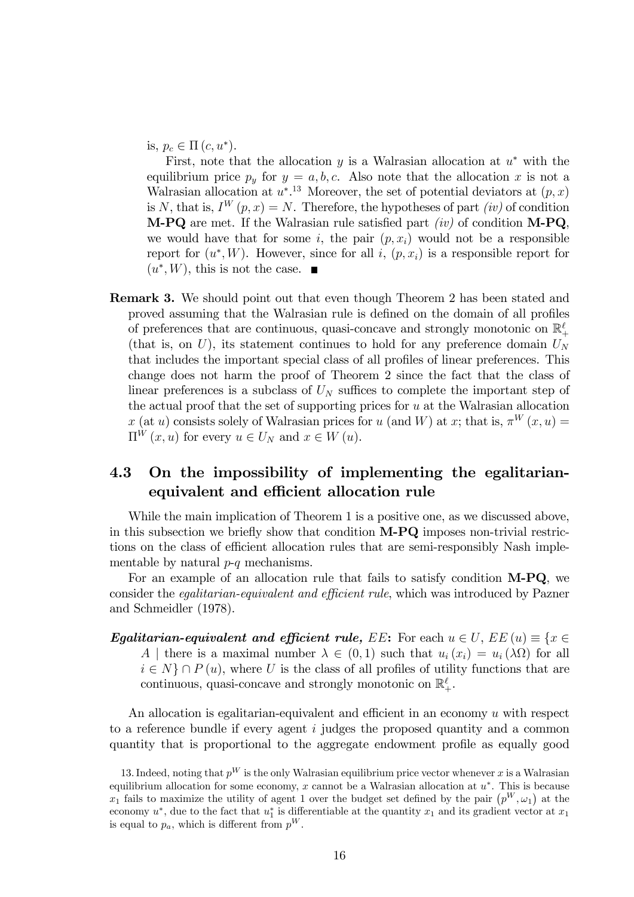is, $p_c \in \Pi(c, u^*)$.

First, note that the allocation $y$ is a Walrasian allocation at $u^*$ with the equilibrium price $p_y$ for $y = a, b, c$. Also note that the allocation $x$ is not a Walrasian allocation at $u^*$.[13] Moreover, the set of potential deviators at $(p, x)$ is $N$, that is, $I^W(p, x) = N$. Therefore, the hypotheses of part *(iv)* of condition **M-PQ** are met. If the Walrasian rule satisfied part *(iv)* of condition **M-PQ**, we would have that for some $i$, the pair $(p, x_i)$ would not be a responsible report for $(u^*, W)$. However, since for all $i$, $(p, x_i)$ is a responsible report for $(u^*, W)$, this is not the case. ■

**Remark 3.** We should point out that even though Theorem 2 has been stated and proved assuming that the Walrasian rule is defined on the domain of all profiles of preferences that are continuous, quasi-concave and strongly monotonic on $\mathbb{R}^{\ell}_{+}$ (that is, on $U$), its statement continues to hold for any preference domain $U_N$ that includes the important special class of all profiles of linear preferences. This change does not harm the proof of Theorem 2 since the fact that the class of linear preferences is a subclass of $U_N$ suffices to complete the important step of the actual proof that the set of supporting prices for $u$ at the Walrasian allocation $x$ (at $u$) consists solely of Walrasian prices for $u$ (and $W$) at $x$; that is, $\pi^W(x, u) = \Pi^W(x, u)$ for every $u \in U_N$ and $x \in W(u)$.

### 4.3 On the impossibility of implementing the egalitarian-equivalent and efficient allocation rule

While the main implication of Theorem 1 is a positive one, as we discussed above, in this subsection we briefly show that condition **M-PQ** imposes non-trivial restrictions on the class of efficient allocation rules that are semi-responsibly Nash implementable by natural *p-q* mechanisms.

For an example of an allocation rule that fails to satisfy condition **M-PQ**, we consider the *egalitarian-equivalent and efficient rule*, which was introduced by Pazner and Schmeidler (1978).

***Egalitarian-equivalent and efficient rule,*** $EE$**:** For each $u \in U$, $EE(u) \equiv \{x \in A \mid$ there is a maximal number $\lambda \in (0, 1)$ such that $u_i(x_i) = u_i(\lambda\Omega)$ for all $i \in N\} \cap P(u)$, where $U$ is the class of all profiles of utility functions that are continuous, quasi-concave and strongly monotonic on $\mathbb{R}^{\ell}_{+}$.

An allocation is egalitarian-equivalent and efficient in an economy $u$ with respect to a reference bundle if every agent $i$ judges the proposed quantity and a common quantity that is proportional to the aggregate endowment profile as equally good

13. Indeed, noting that $p^W$ is the only Walrasian equilibrium price vector whenever $x$ is a Walrasian equilibrium allocation for some economy, $x$ cannot be a Walrasian allocation at $u^*$. This is because $x_1$ fails to maximize the utility of agent 1 over the budget set defined by the pair $(p^W, \omega_1)$ at the economy $u^*$, due to the fact that $u_1^*$ is differentiable at the quantity $x_1$ and its gradient vector at $x_1$ is equal to $p_a$, which is different from $p^W$.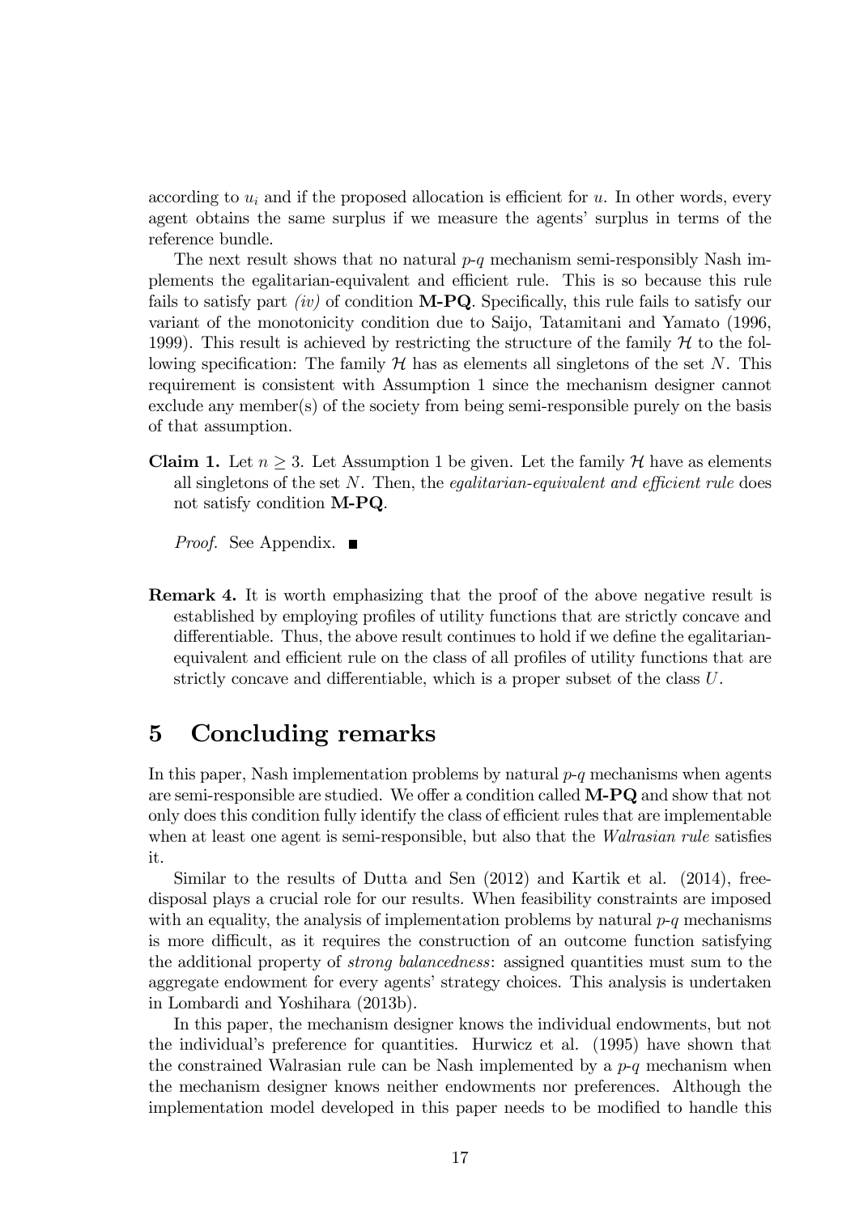according to $u_i$ and if the proposed allocation is efficient for $u$. In other words, every agent obtains the same surplus if we measure the agents' surplus in terms of the reference bundle.

The next result shows that no natural $p$-$q$ mechanism semi-responsibly Nash implements the egalitarian-equivalent and efficient rule. This is so because this rule fails to satisfy part *(iv)* of condition **M-PQ**. Specifically, this rule fails to satisfy our variant of the monotonicity condition due to Saijo, Tatamitani and Yamato (1996, 1999). This result is achieved by restricting the structure of the family $\mathcal{H}$ to the following specification: The family $\mathcal{H}$ has as elements all singletons of the set $N$. This requirement is consistent with Assumption 1 since the mechanism designer cannot exclude any member(s) of the society from being semi-responsible purely on the basis of that assumption.

**Claim 1.** Let $n \geq 3$. Let Assumption 1 be given. Let the family $\mathcal{H}$ have as elements all singletons of the set $N$. Then, the *egalitarian-equivalent and efficient rule* does not satisfy condition **M-PQ**.

*Proof.* See Appendix. ■

**Remark 4.** It is worth emphasizing that the proof of the above negative result is established by employing profiles of utility functions that are strictly concave and differentiable. Thus, the above result continues to hold if we define the egalitarian-equivalent and efficient rule on the class of all profiles of utility functions that are strictly concave and differentiable, which is a proper subset of the class $U$.

# 5 Concluding remarks

In this paper, Nash implementation problems by natural $p$-$q$ mechanisms when agents are semi-responsible are studied. We offer a condition called **M-PQ** and show that not only does this condition fully identify the class of efficient rules that are implementable when at least one agent is semi-responsible, but also that the *Walrasian rule* satisfies it.

Similar to the results of Dutta and Sen (2012) and Kartik et al. (2014), free-disposal plays a crucial role for our results. When feasibility constraints are imposed with an equality, the analysis of implementation problems by natural $p$-$q$ mechanisms is more difficult, as it requires the construction of an outcome function satisfying the additional property of *strong balancedness*: assigned quantities must sum to the aggregate endowment for every agents' strategy choices. This analysis is undertaken in Lombardi and Yoshihara (2013b).

In this paper, the mechanism designer knows the individual endowments, but not the individual's preference for quantities. Hurwicz et al. (1995) have shown that the constrained Walrasian rule can be Nash implemented by a $p$-$q$ mechanism when the mechanism designer knows neither endowments nor preferences. Although the implementation model developed in this paper needs to be modified to handle this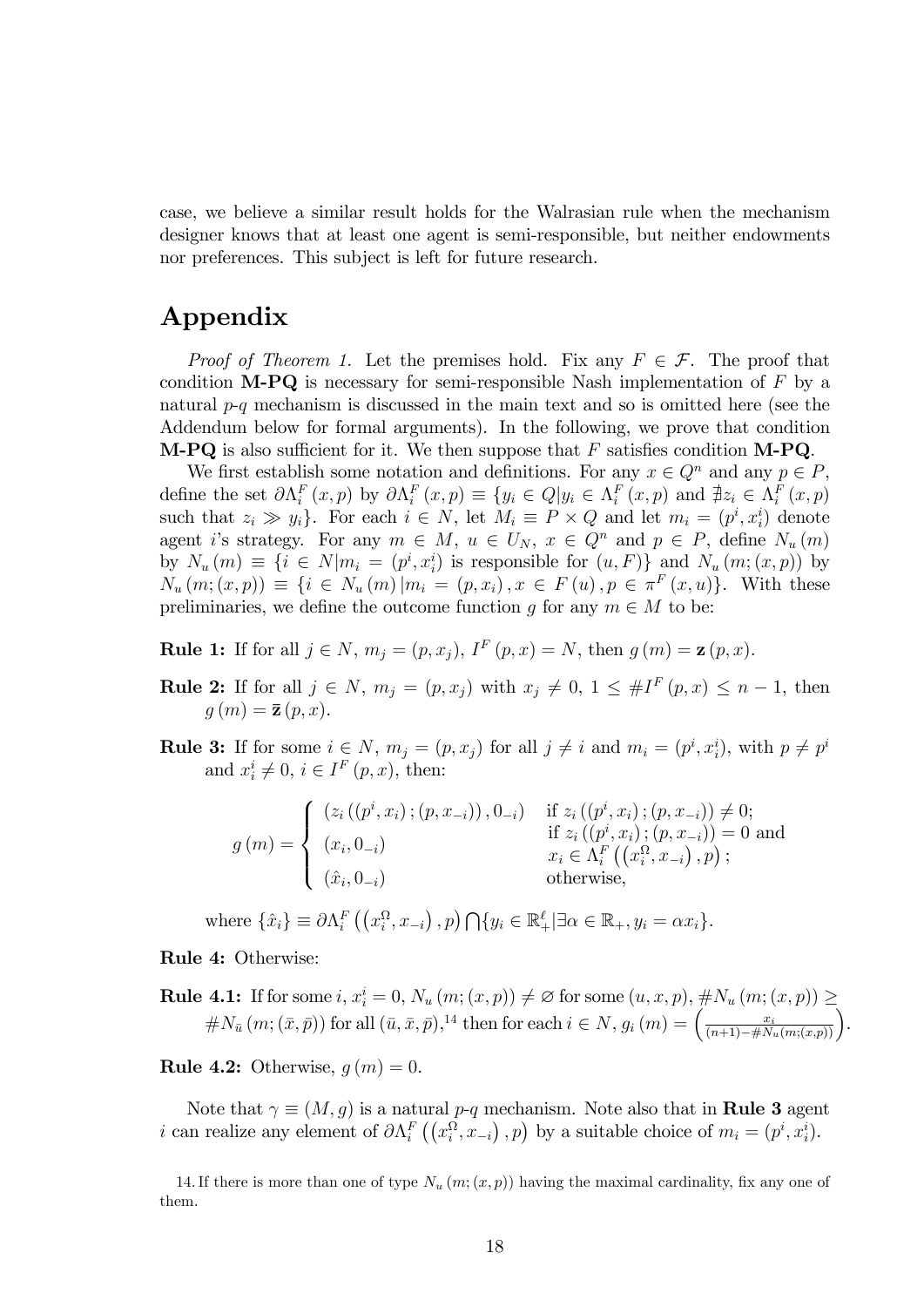case, we believe a similar result holds for the Walrasian rule when the mechanism designer knows that at least one agent is semi-responsible, but neither endowments nor preferences. This subject is left for future research.

# Appendix

*Proof of Theorem 1.* Let the premises hold. Fix any $F \in \mathcal{F}$. The proof that condition **M-PQ** is necessary for semi-responsible Nash implementation of $F$ by a natural $p$-$q$ mechanism is discussed in the main text and so is omitted here (see the Addendum below for formal arguments). In the following, we prove that condition **M-PQ** is also sufficient for it. We then suppose that $F$ satisfies condition **M-PQ**.

We first establish some notation and definitions. For any $x \in Q^n$ and any $p \in P$, define the set $\partial\Lambda_i^F(x,p)$ by $\partial\Lambda_i^F(x,p) \equiv \{y_i \in Q | y_i \in \Lambda_i^F(x,p) \text{ and } \nexists z_i \in \Lambda_i^F(x,p)$ such that $z_i \gg y_i\}$. For each $i \in N$, let $M_i \equiv P \times Q$ and let $m_i = (p^i, x_i^i)$ denote agent $i$'s strategy. For any $m \in M$, $u \in U_N$, $x \in Q^n$ and $p \in P$, define $N_u(m)$ by $N_u(m) \equiv \{i \in N | m_i = (p^i, x_i^i)$ is responsible for $(u,F)\}$ and $N_u(m;(x,p))$ by $N_u(m;(x,p)) \equiv \{i \in N_u(m) | m_i = (p, x_i), x \in F(u), p \in \pi^F(x,u)\}$. With these preliminaries, we define the outcome function $g$ for any $m \in M$ to be:

**Rule 1:** If for all $j \in N$, $m_j = (p, x_j)$, $I^F(p,x) = N$, then $g(m) = \mathbf{z}(p,x)$.

**Rule 2:** If for all $j \in N$, $m_j = (p, x_j)$ with $x_j \neq 0$, $1 \leq \#I^F(p,x) \leq n-1$, then $g(m) = \bar{\mathbf{z}}(p,x)$.

**Rule 3:** If for some $i \in N$, $m_j = (p, x_j)$ for all $j \neq i$ and $m_i = (p^i, x_i^i)$, with $p \neq p^i$ and $x_i^i \neq 0$, $i \in I^F(p,x)$, then:

$$g(m) = \begin{cases} (z_i((p^i, x_i);(p, x_{-i})), 0_{-i}) & \text{if } z_i((p^i, x_i);(p, x_{-i})) \neq 0; \\ (x_i, 0_{-i}) & \text{if } z_i((p^i, x_i);(p, x_{-i})) = 0 \text{ and } \\ & x_i \in \Lambda_i^F\left(\left(x_i^\Omega, x_{-i}\right), p\right); \\ (\hat{x}_i, 0_{-i}) & \text{otherwise,} \end{cases}$$

where $\{\hat{x}_i\} \equiv \partial\Lambda_i^F\left(\left(x_i^\Omega, x_{-i}\right), p\right) \bigcap \{y_i \in \mathbb{R}_+^\ell | \exists \alpha \in \mathbb{R}_+, y_i = \alpha x_i\}$.

**Rule 4:** Otherwise:

**Rule 4.1:** If for some $i$, $x_i^i = 0$, $N_u(m;(x,p)) \neq \varnothing$ for some $(u,x,p)$, $\#N_u(m;(x,p)) \geq \#N_{\bar{u}}(m;(\bar{x},\bar{p}))$ for all $(\bar{u},\bar{x},\bar{p})$,[14] then for each $i \in N$, $g_i(m) = \left(\frac{x_i}{(n+1) - \#N_u(m;(x,p))}\right)$.

**Rule 4.2:** Otherwise, $g(m) = 0$.

Note that $\gamma \equiv (M,g)$ is a natural $p$-$q$ mechanism. Note also that in **Rule 3** agent $i$ can realize any element of $\partial\Lambda_i^F\left(\left(x_i^\Omega, x_{-i}\right), p\right)$ by a suitable choice of $m_i = (p^i, x_i^i)$.

14. If there is more than one of type $N_u(m;(x,p))$ having the maximal cardinality, fix any one of them.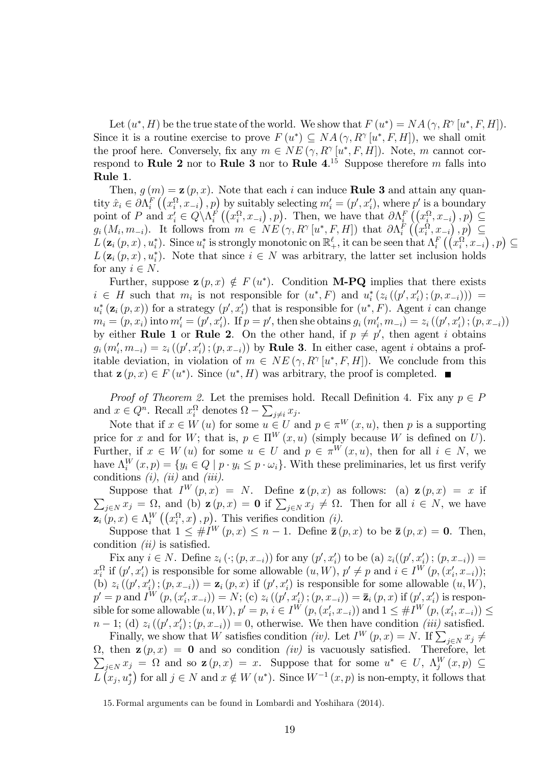Let $(u^*, H)$ be the true state of the world. We show that $F(u^*) = NA(\gamma, R^\gamma[u^*, F, H])$. Since it is a routine exercise to prove $F(u^*) \subseteq NA(\gamma, R^\gamma[u^*, F, H])$, we shall omit the proof here. Conversely, fix any $m \in NE(\gamma, R^\gamma[u^*, F, H])$. Note, $m$ cannot correspond to **Rule 2** nor to **Rule 3** nor to **Rule 4**.[15] Suppose therefore $m$ falls into **Rule 1**.

Then, $g(m) = \mathbf{z}(p, x)$. Note that each $i$ can induce **Rule 3** and attain any quantity $\hat{x}_i \in \partial\Lambda_i^F((x_i^\Omega, x_{-i}), p)$ by suitably selecting $m_i' = (p', x_i')$, where $p'$ is a boundary point of $P$ and $x_i' \in Q \backslash \Lambda_i^F((x_i^\Omega, x_{-i}), p)$. Then, we have that $\partial\Lambda_i^F((x_i^\Omega, x_{-i}), p) \subseteq g_i(M_i, m_{-i})$. It follows from $m \in NE(\gamma, R^\gamma[u^*, F, H])$ that $\partial\Lambda_i^F((x_i^\Omega, x_{-i}), p) \subseteq L(\mathbf{z}_i(p, x), u_i^*)$. Since $u_i^*$ is strongly monotonic on $\mathbb{R}_+^\ell$, it can be seen that $\Lambda_i^F((x_i^\Omega, x_{-i}), p) \subseteq L(\mathbf{z}_i(p, x), u_i^*)$. Note that since $i \in N$ was arbitrary, the latter set inclusion holds for any $i \in N$.

Further, suppose $\mathbf{z}(p, x) \notin F(u^*)$. Condition **M-PQ** implies that there exists $i \in H$ such that $m_i$ is not responsible for $(u^*, F)$ and $u_i^*(z_i((p', x_i'); (p, x_{-i}))) = u_i^*(\mathbf{z}_i(p, x))$ for a strategy $(p', x_i')$ that is responsible for $(u^*, F)$. Agent $i$ can change $m_i = (p, x_i)$ into $m_i' = (p', x_i')$. If $p = p'$, then she obtains $g_i(m_i', m_{-i}) = z_i((p', x_i'); (p, x_{-i}))$ by either **Rule 1** or **Rule 2**. On the other hand, if $p \neq p'$, then agent $i$ obtains $g_i(m_i', m_{-i}) = z_i((p', x_i'); (p, x_{-i}))$ by **Rule 3**. In either case, agent $i$ obtains a profitable deviation, in violation of $m \in NE(\gamma, R^\gamma[u^*, F, H])$. We conclude from this that $\mathbf{z}(p, x) \in F(u^*)$. Since $(u^*, H)$ was arbitrary, the proof is completed. ■

*Proof of Theorem 2.* Let the premises hold. Recall Definition 4. Fix any $p \in P$ and $x \in Q^n$. Recall $x_i^\Omega$ denotes $\Omega - \sum_{j \neq i} x_j$.

Note that if $x \in W(u)$ for some $u \in U$ and $p \in \pi^W(x, u)$, then $p$ is a supporting price for $x$ and for $W$; that is, $p \in \Pi^W(x, u)$ (simply because $W$ is defined on $U$). Further, if $x \in W(u)$ for some $u \in U$ and $p \in \pi^W(x, u)$, then for all $i \in N$, we have $\Lambda_i^W(x, p) = \{y_i \in Q \mid p \cdot y_i \leq p \cdot \omega_i\}$. With these preliminaries, let us first verify conditions *(i)*, *(ii)* and *(iii)*.

Suppose that $I^W(p, x) = N$. Define $\mathbf{z}(p, x)$ as follows: (a) $\mathbf{z}(p, x) = x$ if $\sum_{j \in N} x_j = \Omega$, and (b) $\mathbf{z}(p, x) = \mathbf{0}$ if $\sum_{j \in N} x_j \neq \Omega$. Then for all $i \in N$, we have $\mathbf{z}_i(p, x) \in \Lambda_i^W((x_i^\Omega, x), p)$. This verifies condition *(i)*.

Suppose that $1 \leq \# I^W(p, x) \leq n - 1$. Define $\bar{\mathbf{z}}(p, x)$ to be $\bar{\mathbf{z}}(p, x) = \mathbf{0}$. Then, condition *(ii)* is satisfied.

Fix any $i \in N$. Define $z_i(\cdot; (p, x_{-i}))$ for any $(p', x_i')$ to be (a) $z_i((p', x_i'); (p, x_{-i})) = x_i^\Omega$ if $(p', x_i')$ is responsible for some allowable $(u, W)$, $p' \neq p$ and $i \in I^W(p, (x_i', x_{-i}))$; (b) $z_i((p', x_i'); (p, x_{-i})) = \mathbf{z}_i(p, x)$ if $(p', x_i')$ is responsible for some allowable $(u, W)$, $p' = p$ and $I^W(p, (x_i', x_{-i})) = N$; (c) $z_i((p', x_i'); (p, x_{-i})) = \bar{\mathbf{z}}_i(p, x)$ if $(p', x_i')$ is responsible for some allowable $(u, W)$, $p' = p$, $i \in I^W(p, (x_i', x_{-i}))$ and $1 \leq \# I^W(p, (x_i', x_{-i})) \leq n - 1$; (d) $z_i((p', x_i'); (p, x_{-i})) = 0$, otherwise. We then have condition *(iii)* satisfied.

Finally, we show that $W$ satisfies condition *(iv)*. Let $I^W(p, x) = N$. If $\sum_{j \in N} x_j \neq \Omega$, then $\mathbf{z}(p, x) = \mathbf{0}$ and so condition *(iv)* is vacuously satisfied. Therefore, let $\sum_{j \in N} x_j = \Omega$ and so $\mathbf{z}(p, x) = x$. Suppose that for some $u^* \in U$, $\Lambda_j^W(x, p) \subseteq L(x_j, u_j^*)$ for all $j \in N$ and $x \notin W(u^*)$. Since $W^{-1}(x, p)$ is non-empty, it follows that

15. Formal arguments can be found in Lombardi and Yoshihara (2014).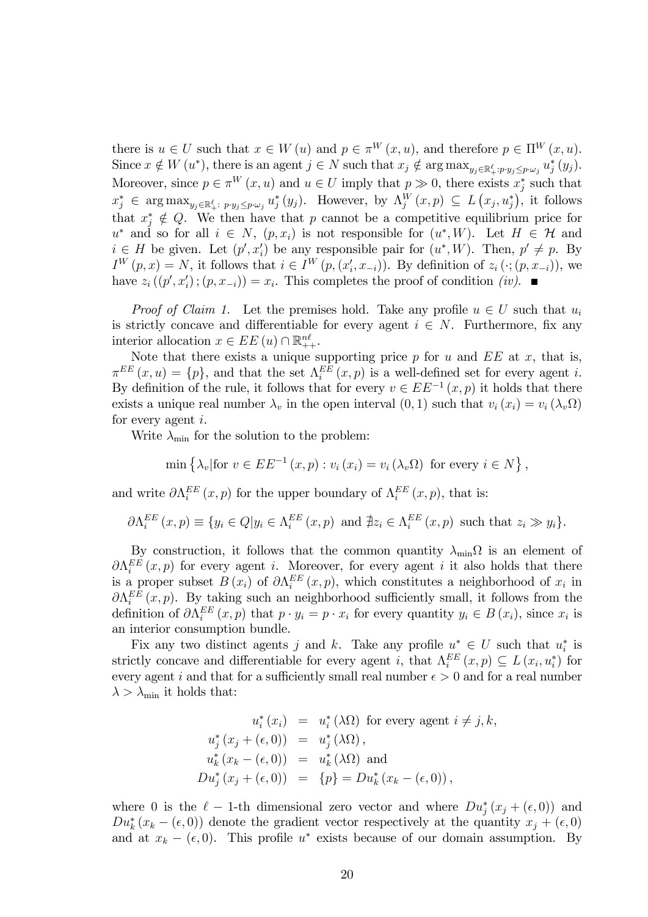there is $u \in U$ such that $x \in W(u)$ and $p \in \pi^W(x, u)$, and therefore $p \in \Pi^W(x, u)$. Since $x \notin W(u^*)$, there is an agent $j \in N$ such that $x_j \notin \arg\max_{y_j \in \mathbb{R}^\ell_+ : p \cdot y_j \leq p \cdot \omega_j} u^*_j(y_j)$. Moreover, since $p \in \pi^W(x, u)$ and $u \in U$ imply that $p \gg 0$, there exists $x^*_j$ such that $x^*_j \in \arg\max_{y_j \in \mathbb{R}^\ell_+ : \, p \cdot y_j \leq p \cdot \omega_j} u^*_j(y_j)$. However, by $\Lambda^W_j(x, p) \subseteq L(x_j, u^*_j)$, it follows that $x^*_j \notin Q$. We then have that $p$ cannot be a competitive equilibrium price for $u^*$ and so for all $i \in N$, $(p, x_i)$ is not responsible for $(u^*, W)$. Let $H \in \mathcal{H}$ and $i \in H$ be given. Let $(p', x'_i)$ be any responsible pair for $(u^*, W)$. Then, $p' \neq p$. By $I^W(p, x) = N$, it follows that $i \in I^W(p, (x'_i, x_{-i}))$. By definition of $z_i(\cdot; (p, x_{-i}))$, we have $z_i((p', x'_i); (p, x_{-i})) = x_i$. This completes the proof of condition *(iv)*. ■

*Proof of Claim 1.* Let the premises hold. Take any profile $u \in U$ such that $u_i$ is strictly concave and differentiable for every agent $i \in N$. Furthermore, fix any interior allocation $x \in EE(u) \cap \mathbb{R}^{n\ell}_{++}$.

Note that there exists a unique supporting price $p$ for $u$ and $EE$ at $x$, that is, $\pi^{EE}(x, u) = \{p\}$, and that the set $\Lambda^{EE}_i(x, p)$ is a well-defined set for every agent $i$. By definition of the rule, it follows that for every $v \in EE^{-1}(x, p)$ it holds that there exists a unique real number $\lambda_v$ in the open interval $(0, 1)$ such that $v_i(x_i) = v_i(\lambda_v \Omega)$ for every agent $i$.

Write $\lambda_{\min}$ for the solution to the problem:

$$\min \left\{ \lambda_v | \text{for } v \in EE^{-1}(x, p) : v_i(x_i) = v_i(\lambda_v \Omega) \text{ for every } i \in N \right\},$$

and write $\partial \Lambda^{EE}_i(x, p)$ for the upper boundary of $\Lambda^{EE}_i(x, p)$, that is:

$$\partial \Lambda^{EE}_i(x, p) \equiv \{ y_i \in Q | y_i \in \Lambda^{EE}_i(x, p) \text{ and } \nexists z_i \in \Lambda^{EE}_i(x, p) \text{ such that } z_i \gg y_i \}.$$

By construction, it follows that the common quantity $\lambda_{\min}\Omega$ is an element of $\partial \Lambda^{EE}_i(x, p)$ for every agent $i$. Moreover, for every agent $i$ it also holds that there is a proper subset $B(x_i)$ of $\partial \Lambda^{EE}_i(x, p)$, which constitutes a neighborhood of $x_i$ in $\partial \Lambda^{EE}_i(x, p)$. By taking such an neighborhood sufficiently small, it follows from the definition of $\partial \Lambda^{EE}_i(x, p)$ that $p \cdot y_i = p \cdot x_i$ for every quantity $y_i \in B(x_i)$, since $x_i$ is an interior consumption bundle.

Fix any two distinct agents $j$ and $k$. Take any profile $u^* \in U$ such that $u^*_i$ is strictly concave and differentiable for every agent $i$, that $\Lambda^{EE}_i(x, p) \subseteq L(x_i, u^*_i)$ for every agent $i$ and that for a sufficiently small real number $\epsilon > 0$ and for a real number $\lambda > \lambda_{\min}$ it holds that:

$$\begin{aligned}
u^*_i(x_i) &= u^*_i(\lambda \Omega) \text{ for every agent } i \neq j, k, \\
u^*_j(x_j + (\epsilon, 0)) &= u^*_j(\lambda \Omega), \\
u^*_k(x_k - (\epsilon, 0)) &= u^*_k(\lambda \Omega) \text{ and} \\
Du^*_j(x_j + (\epsilon, 0)) &= \{p\} = Du^*_k(x_k - (\epsilon, 0)),
\end{aligned}$$

where 0 is the $\ell - 1$-th dimensional zero vector and where $Du^*_j(x_j + (\epsilon, 0))$ and $Du^*_k(x_k - (\epsilon, 0))$ denote the gradient vector respectively at the quantity $x_j + (\epsilon, 0)$ and at $x_k - (\epsilon, 0)$. This profile $u^*$ exists because of our domain assumption. By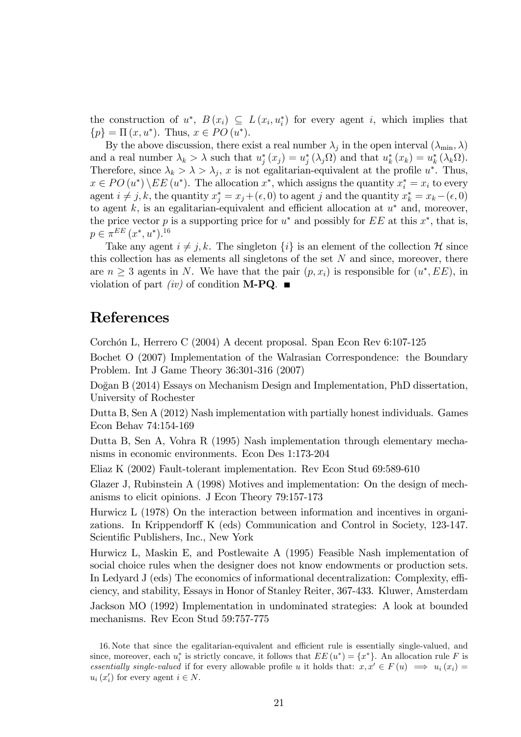the construction of $u^*$, $B(x_i) \subseteq L(x_i, u_i^*)$ for every agent $i$, which implies that $\{p\} = \Pi(x, u^*)$. Thus, $x \in PO(u^*)$.

By the above discussion, there exist a real number $\lambda_j$ in the open interval $(\lambda_{\min}, \lambda)$ and a real number $\lambda_k > \lambda$ such that $u_j^*(x_j) = u_j^*(\lambda_j \Omega)$ and that $u_k^*(x_k) = u_k^*(\lambda_k \Omega)$. Therefore, since $\lambda_k > \lambda > \lambda_j$, $x$ is not egalitarian-equivalent at the profile $u^*$. Thus, $x \in PO(u^*) \setminus EE(u^*)$. The allocation $x^*$, which assigns the quantity $x_i^* = x_i$ to every agent $i \neq j, k$, the quantity $x_j^* = x_j + (\epsilon, 0)$ to agent $j$ and the quantity $x_k^* = x_k - (\epsilon, 0)$ to agent $k$, is an egalitarian-equivalent and efficient allocation at $u^*$ and, moreover, the price vector $p$ is a supporting price for $u^*$ and possibly for $EE$ at this $x^*$, that is, $p \in \pi^{EE}(x^*, u^*)$.[16]

Take any agent $i \neq j, k$. The singleton $\{i\}$ is an element of the collection $\mathcal{H}$ since this collection has as elements all singletons of the set $N$ and since, moreover, there are $n \geq 3$ agents in $N$. We have that the pair $(p, x_i)$ is responsible for $(u^*, EE)$, in violation of part *(iv)* of condition **M-PQ**. ■

# References

Corchón L, Herrero C (2004) A decent proposal. Span Econ Rev 6:107-125

Bochet O (2007) Implementation of the Walrasian Correspondence: the Boundary Problem. Int J Game Theory 36:301-316 (2007)

Doğan B (2014) Essays on Mechanism Design and Implementation, PhD dissertation, University of Rochester

Dutta B, Sen A (2012) Nash implementation with partially honest individuals. Games Econ Behav 74:154-169

Dutta B, Sen A, Vohra R (1995) Nash implementation through elementary mechanisms in economic environments. Econ Des 1:173-204

Eliaz K (2002) Fault-tolerant implementation. Rev Econ Stud 69:589-610

Glazer J, Rubinstein A (1998) Motives and implementation: On the design of mechanisms to elicit opinions. J Econ Theory 79:157-173

Hurwicz L (1978) On the interaction between information and incentives in organizations. In Krippendorff K (eds) Communication and Control in Society, 123-147. Scientific Publishers, Inc., New York

Hurwicz L, Maskin E, and Postlewaite A (1995) Feasible Nash implementation of social choice rules when the designer does not know endowments or production sets. In Ledyard J (eds) The economics of informational decentralization: Complexity, efficiency, and stability, Essays in Honor of Stanley Reiter, 367-433. Kluwer, Amsterdam

Jackson MO (1992) Implementation in undominated strategies: A look at bounded mechanisms. Rev Econ Stud 59:757-775

16. Note that since the egalitarian-equivalent and efficient rule is essentially single-valued, and since, moreover, each $u_i^*$ is strictly concave, it follows that $EE(u^*) = \{x^*\}$. An allocation rule $F$ is *essentially single-valued* if for every allowable profile $u$ it holds that: $x, x' \in F(u) \implies u_i(x_i) = u_i(x_i')$ for every agent $i \in N$.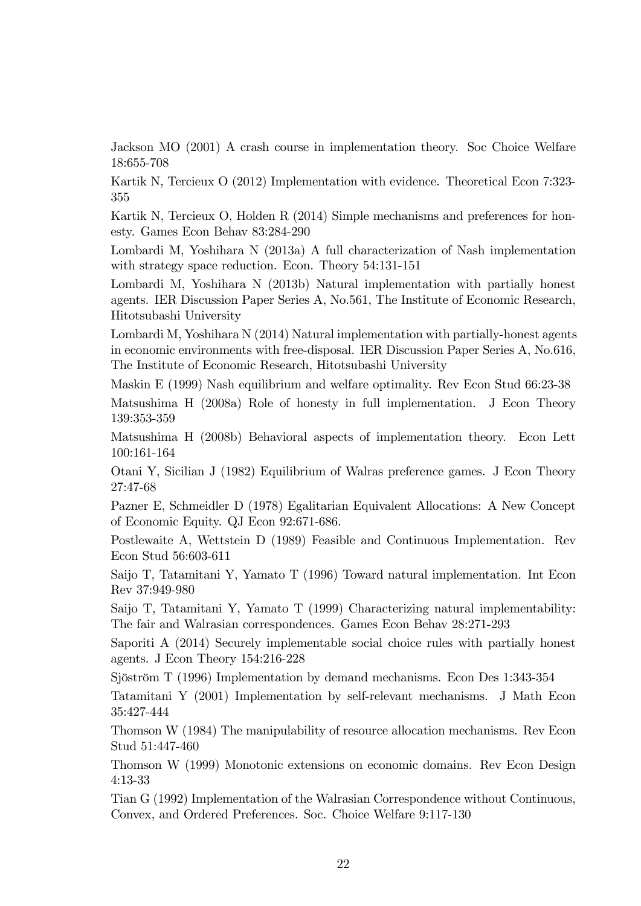Jackson MO (2001) A crash course in implementation theory. Soc Choice Welfare 18:655-708

Kartik N, Tercieux O (2012) Implementation with evidence. Theoretical Econ 7:323-355

Kartik N, Tercieux O, Holden R (2014) Simple mechanisms and preferences for honesty. Games Econ Behav 83:284-290

Lombardi M, Yoshihara N (2013a) A full characterization of Nash implementation with strategy space reduction. Econ. Theory 54:131-151

Lombardi M, Yoshihara N (2013b) Natural implementation with partially honest agents. IER Discussion Paper Series A, No.561, The Institute of Economic Research, Hitotsubashi University

Lombardi M, Yoshihara N (2014) Natural implementation with partially-honest agents in economic environments with free-disposal. IER Discussion Paper Series A, No.616, The Institute of Economic Research, Hitotsubashi University

Maskin E (1999) Nash equilibrium and welfare optimality. Rev Econ Stud 66:23-38

Matsushima H (2008a) Role of honesty in full implementation. J Econ Theory 139:353-359

Matsushima H (2008b) Behavioral aspects of implementation theory. Econ Lett 100:161-164

Otani Y, Sicilian J (1982) Equilibrium of Walras preference games. J Econ Theory 27:47-68

Pazner E, Schmeidler D (1978) Egalitarian Equivalent Allocations: A New Concept of Economic Equity. QJ Econ 92:671-686.

Postlewaite A, Wettstein D (1989) Feasible and Continuous Implementation. Rev Econ Stud 56:603-611

Saijo T, Tatamitani Y, Yamato T (1996) Toward natural implementation. Int Econ Rev 37:949-980

Saijo T, Tatamitani Y, Yamato T (1999) Characterizing natural implementability: The fair and Walrasian correspondences. Games Econ Behav 28:271-293

Saporiti A (2014) Securely implementable social choice rules with partially honest agents. J Econ Theory 154:216-228

Sjöström T (1996) Implementation by demand mechanisms. Econ Des 1:343-354

Tatamitani Y (2001) Implementation by self-relevant mechanisms. J Math Econ 35:427-444

Thomson W (1984) The manipulability of resource allocation mechanisms. Rev Econ Stud 51:447-460

Thomson W (1999) Monotonic extensions on economic domains. Rev Econ Design 4:13-33

Tian G (1992) Implementation of the Walrasian Correspondence without Continuous, Convex, and Ordered Preferences. Soc. Choice Welfare 9:117-130